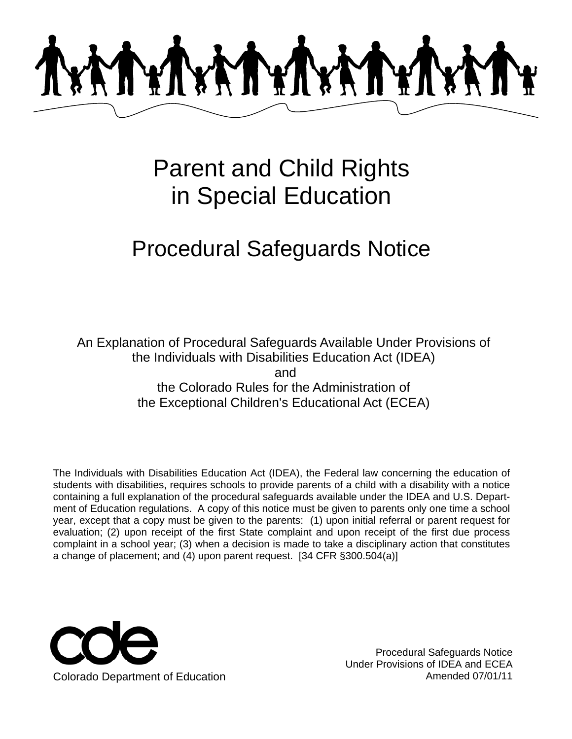# Parent and Child Rights in Special Education

## Procedural Safeguards Notice

An Explanation of Procedural Safeguards Available Under Provisions of the Individuals with Disabilities Education Act (IDEA)
and
the Colorado Rules for the Administration of the Exceptional Children's Educational Act (ECEA)

The Individuals with Disabilities Education Act (IDEA), the Federal law concerning the education of students with disabilities, requires schools to provide parents of a child with a disability with a notice containing a full explanation of the procedural safeguards available under the IDEA and U.S. Department of Education regulations. A copy of this notice must be given to parents only one time a school year, except that a copy must be given to the parents: (1) upon initial referral or parent request for evaluation; (2) upon receipt of the first State complaint and upon receipt of the first due process complaint in a school year; (3) when a decision is made to take a disciplinary action that constitutes a change of placement; and (4) upon parent request. [34 CFR §300.504(a)]

cde

Colorado Department of Education

Procedural Safeguards Notice
Under Provisions of IDEA and ECEA
Amended 07/01/11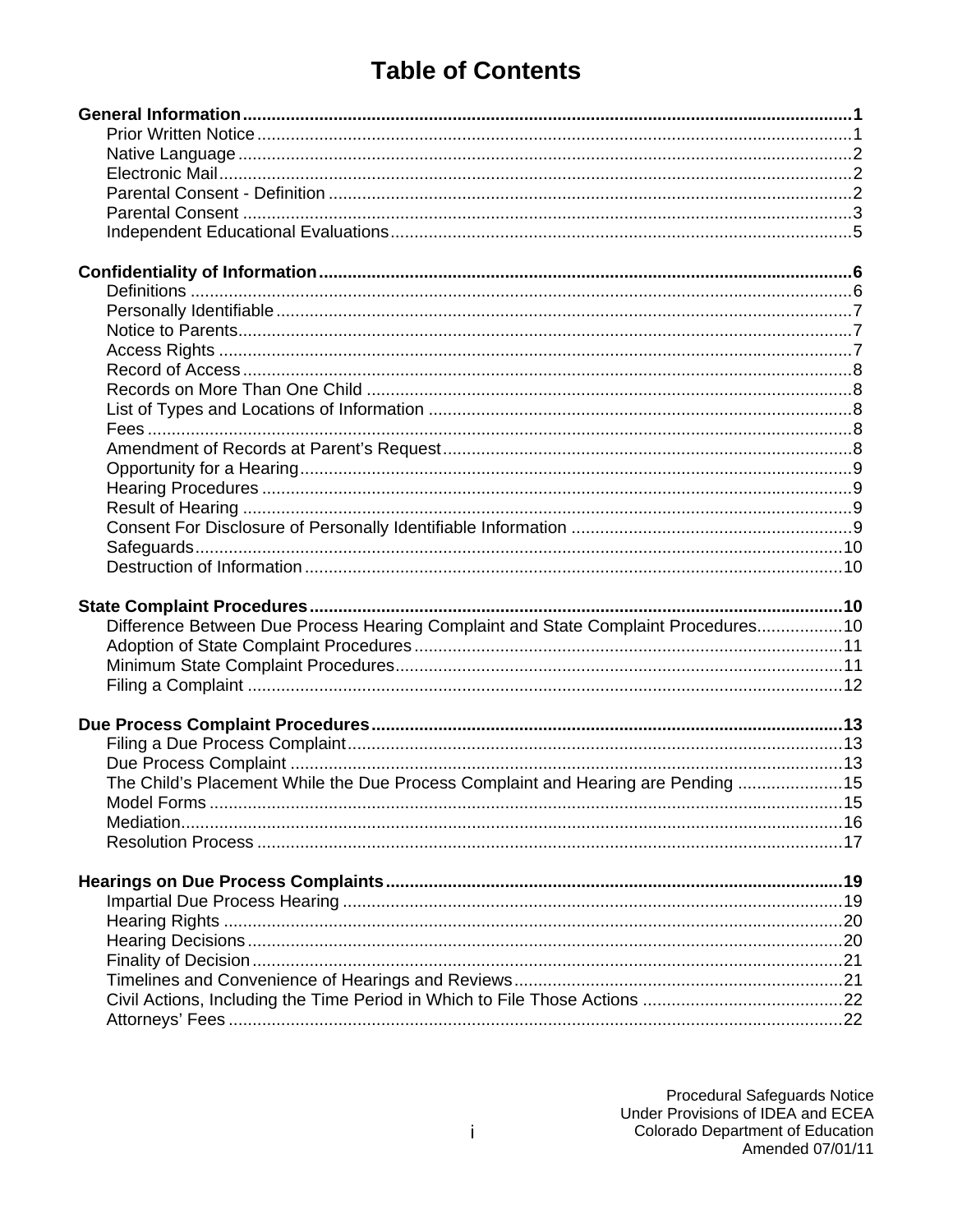# Table of Contents

**General Information** .......... **1**
- Prior Written Notice .......... 1
- Native Language .......... 2
- Electronic Mail .......... 2
- Parental Consent - Definition .......... 2
- Parental Consent .......... 3
- Independent Educational Evaluations .......... 5

**Confidentiality of Information** .......... **6**
- Definitions .......... 6
- Personally Identifiable .......... 7
- Notice to Parents .......... 7
- Access Rights .......... 7
- Record of Access .......... 8
- Records on More Than One Child .......... 8
- List of Types and Locations of Information .......... 8
- Fees .......... 8
- Amendment of Records at Parent's Request .......... 8
- Opportunity for a Hearing .......... 9
- Hearing Procedures .......... 9
- Result of Hearing .......... 9
- Consent For Disclosure of Personally Identifiable Information .......... 9
- Safeguards .......... 10
- Destruction of Information .......... 10

**State Complaint Procedures** .......... **10**
- Difference Between Due Process Hearing Complaint and State Complaint Procedures .......... 10
- Adoption of State Complaint Procedures .......... 11
- Minimum State Complaint Procedures .......... 11
- Filing a Complaint .......... 12

**Due Process Complaint Procedures** .......... **13**
- Filing a Due Process Complaint .......... 13
- Due Process Complaint .......... 13
- The Child's Placement While the Due Process Complaint and Hearing are Pending .......... 15
- Model Forms .......... 15
- Mediation .......... 16
- Resolution Process .......... 17

**Hearings on Due Process Complaints** .......... **19**
- Impartial Due Process Hearing .......... 19
- Hearing Rights .......... 20
- Hearing Decisions .......... 20
- Finality of Decision .......... 21
- Timelines and Convenience of Hearings and Reviews .......... 21
- Civil Actions, Including the Time Period in Which to File Those Actions .......... 22
- Attorneys' Fees .......... 22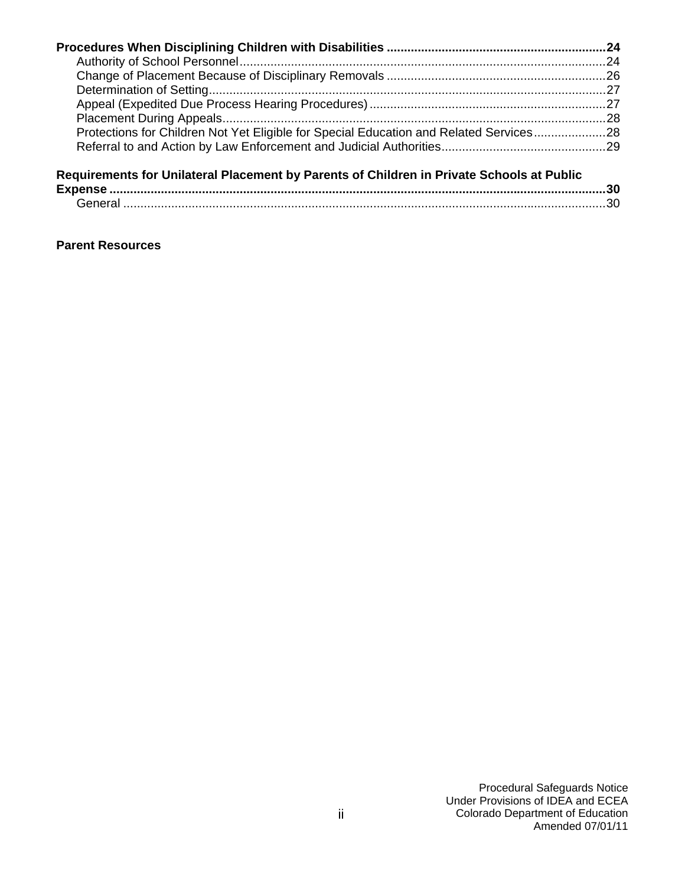**Procedures When Disciplining Children with Disabilities ....................................................................24**

Authority of School Personnel........................................................................................................24
Change of Placement Because of Disciplinary Removals ............................................................26
Determination of Setting.................................................................................................................27
Appeal (Expedited Due Process Hearing Procedures) ..................................................................27
Placement During Appeals.............................................................................................................28
Protections for Children Not Yet Eligible for Special Education and Related Services ..................28
Referral to and Action by Law Enforcement and Judicial Authorities.............................................29

**Requirements for Unilateral Placement by Parents of Children in Private Schools at Public Expense ..............................................................................................................................................30**

General ..........................................................................................................................................30

**Parent Resources**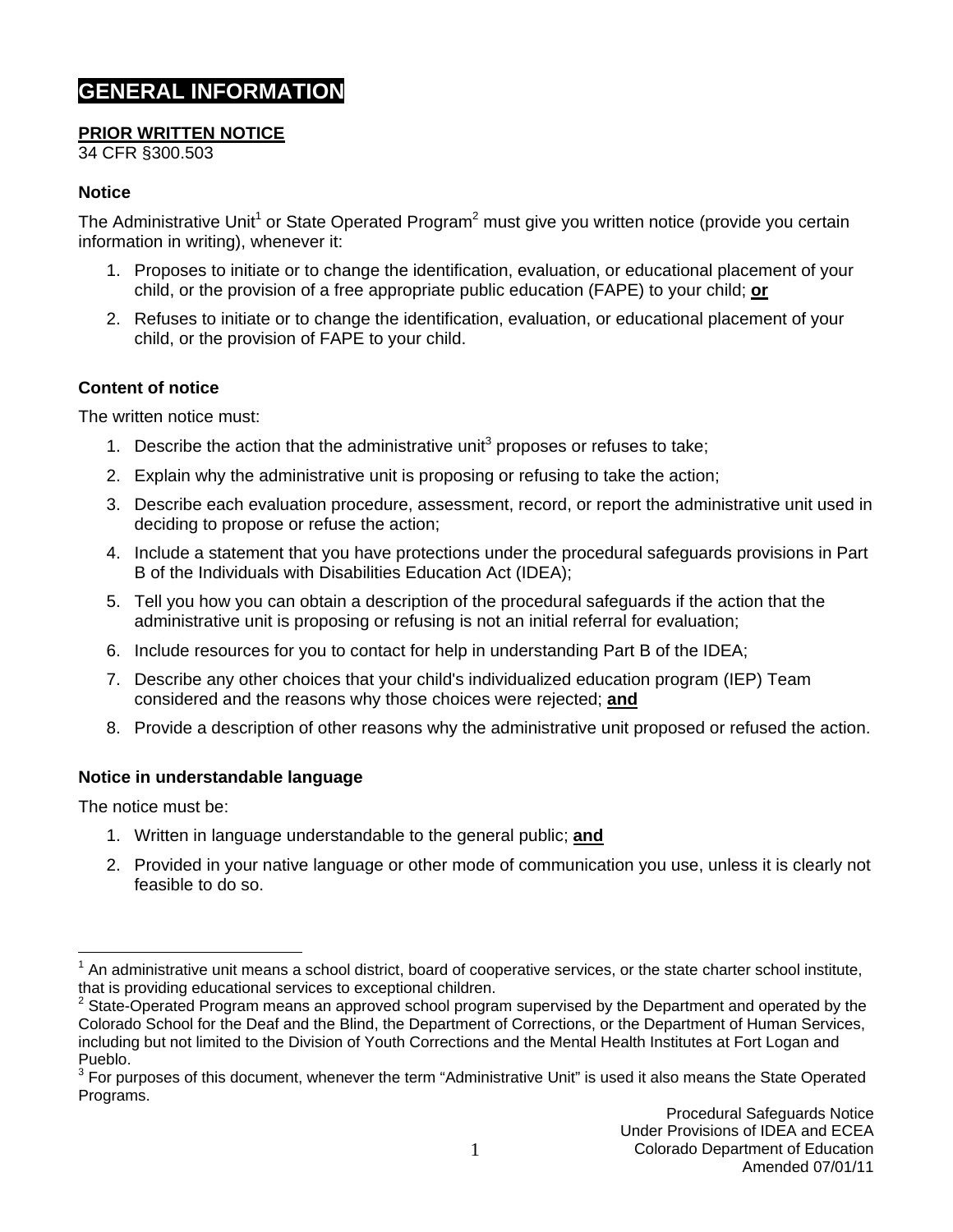# GENERAL INFORMATION

**PRIOR WRITTEN NOTICE**

34 CFR §300.503

### Notice

The Administrative Unit[1] or State Operated Program[2] must give you written notice (provide you certain information in writing), whenever it:

1. Proposes to initiate or to change the identification, evaluation, or educational placement of your child, or the provision of a free appropriate public education (FAPE) to your child; **or**
2. Refuses to initiate or to change the identification, evaluation, or educational placement of your child, or the provision of FAPE to your child.

### Content of notice

The written notice must:

1. Describe the action that the administrative unit[3] proposes or refuses to take;
2. Explain why the administrative unit is proposing or refusing to take the action;
3. Describe each evaluation procedure, assessment, record, or report the administrative unit used in deciding to propose or refuse the action;
4. Include a statement that you have protections under the procedural safeguards provisions in Part B of the Individuals with Disabilities Education Act (IDEA);
5. Tell you how you can obtain a description of the procedural safeguards if the action that the administrative unit is proposing or refusing is not an initial referral for evaluation;
6. Include resources for you to contact for help in understanding Part B of the IDEA;
7. Describe any other choices that your child's individualized education program (IEP) Team considered and the reasons why those choices were rejected; **and**
8. Provide a description of other reasons why the administrative unit proposed or refused the action.

### Notice in understandable language

The notice must be:

1. Written in language understandable to the general public; **and**
2. Provided in your native language or other mode of communication you use, unless it is clearly not feasible to do so.

---

[1] An administrative unit means a school district, board of cooperative services, or the state charter school institute, that is providing educational services to exceptional children.

[2] State-Operated Program means an approved school program supervised by the Department and operated by the Colorado School for the Deaf and the Blind, the Department of Corrections, or the Department of Human Services, including but not limited to the Division of Youth Corrections and the Mental Health Institutes at Fort Logan and Pueblo.

[3] For purposes of this document, whenever the term "Administrative Unit" is used it also means the State Operated Programs.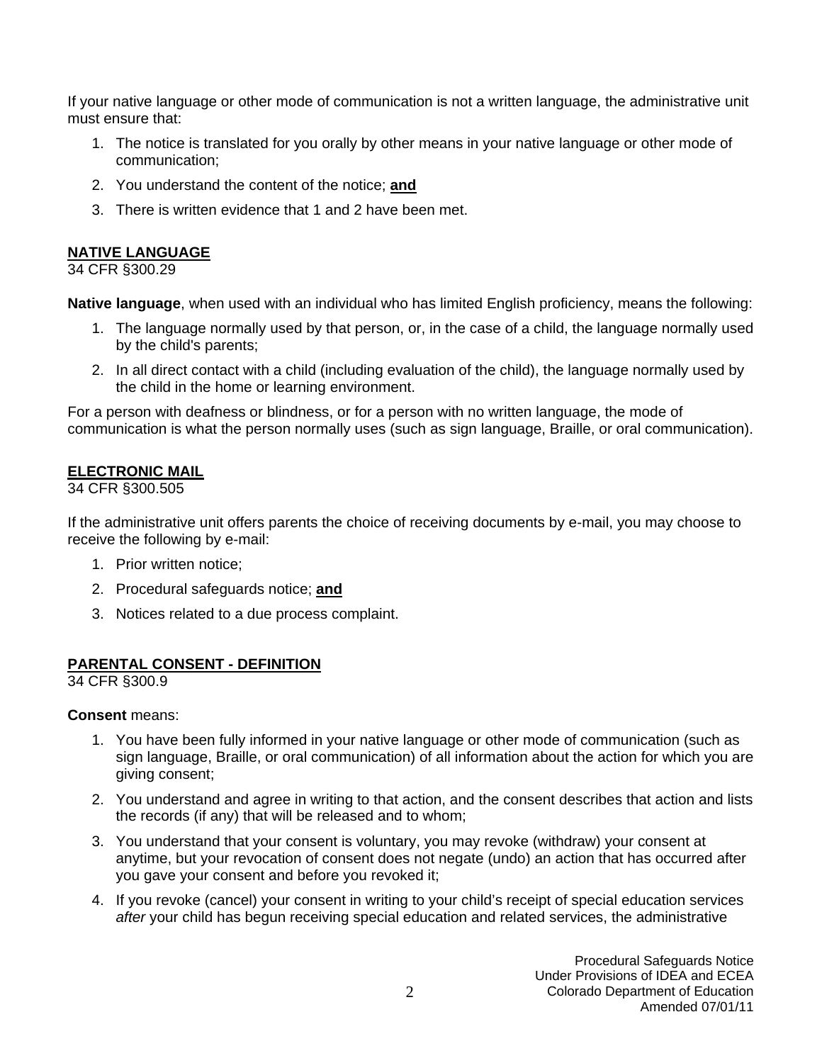If your native language or other mode of communication is not a written language, the administrative unit must ensure that:

1. The notice is translated for you orally by other means in your native language or other mode of communication;
2. You understand the content of the notice; **and**
3. There is written evidence that 1 and 2 have been met.

## NATIVE LANGUAGE

34 CFR §300.29

**Native language**, when used with an individual who has limited English proficiency, means the following:

1. The language normally used by that person, or, in the case of a child, the language normally used by the child's parents;
2. In all direct contact with a child (including evaluation of the child), the language normally used by the child in the home or learning environment.

For a person with deafness or blindness, or for a person with no written language, the mode of communication is what the person normally uses (such as sign language, Braille, or oral communication).

## ELECTRONIC MAIL

34 CFR §300.505

If the administrative unit offers parents the choice of receiving documents by e-mail, you may choose to receive the following by e-mail:

1. Prior written notice;
2. Procedural safeguards notice; **and**
3. Notices related to a due process complaint.

## PARENTAL CONSENT - DEFINITION

34 CFR §300.9

**Consent** means:

1. You have been fully informed in your native language or other mode of communication (such as sign language, Braille, or oral communication) of all information about the action for which you are giving consent;
2. You understand and agree in writing to that action, and the consent describes that action and lists the records (if any) that will be released and to whom;
3. You understand that your consent is voluntary, you may revoke (withdraw) your consent at anytime, but your revocation of consent does not negate (undo) an action that has occurred after you gave your consent and before you revoked it;
4. If you revoke (cancel) your consent in writing to your child's receipt of special education services *after* your child has begun receiving special education and related services, the administrative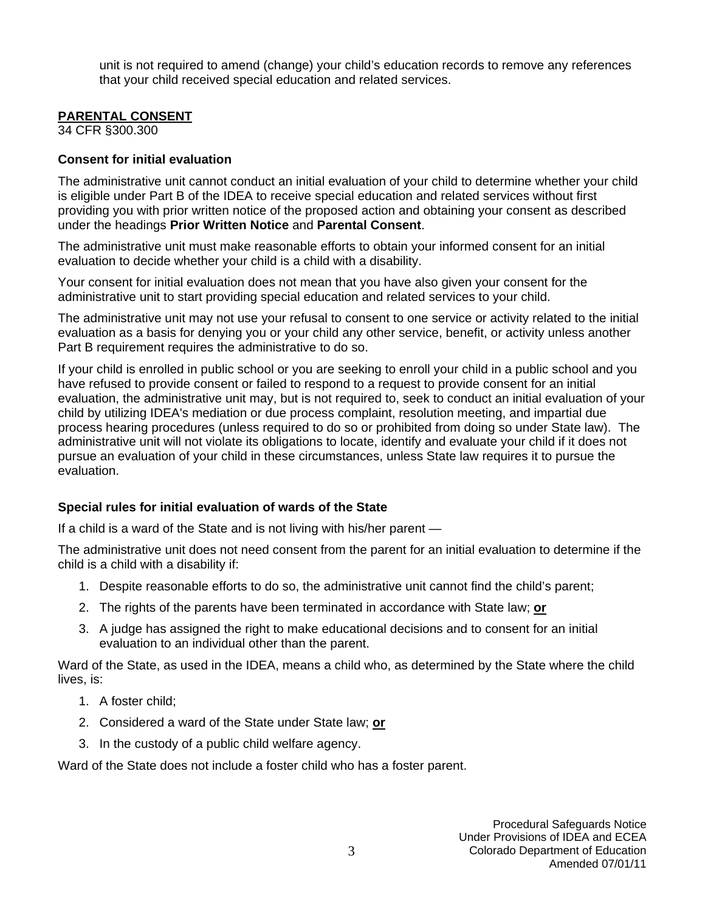unit is not required to amend (change) your child's education records to remove any references that your child received special education and related services.

## PARENTAL CONSENT

34 CFR §300.300

### Consent for initial evaluation

The administrative unit cannot conduct an initial evaluation of your child to determine whether your child is eligible under Part B of the IDEA to receive special education and related services without first providing you with prior written notice of the proposed action and obtaining your consent as described under the headings **Prior Written Notice** and **Parental Consent**.

The administrative unit must make reasonable efforts to obtain your informed consent for an initial evaluation to decide whether your child is a child with a disability.

Your consent for initial evaluation does not mean that you have also given your consent for the administrative unit to start providing special education and related services to your child.

The administrative unit may not use your refusal to consent to one service or activity related to the initial evaluation as a basis for denying you or your child any other service, benefit, or activity unless another Part B requirement requires the administrative to do so.

If your child is enrolled in public school or you are seeking to enroll your child in a public school and you have refused to provide consent or failed to respond to a request to provide consent for an initial evaluation, the administrative unit may, but is not required to, seek to conduct an initial evaluation of your child by utilizing IDEA's mediation or due process complaint, resolution meeting, and impartial due process hearing procedures (unless required to do so or prohibited from doing so under State law). The administrative unit will not violate its obligations to locate, identify and evaluate your child if it does not pursue an evaluation of your child in these circumstances, unless State law requires it to pursue the evaluation.

### Special rules for initial evaluation of wards of the State

If a child is a ward of the State and is not living with his/her parent —

The administrative unit does not need consent from the parent for an initial evaluation to determine if the child is a child with a disability if:

1. Despite reasonable efforts to do so, the administrative unit cannot find the child's parent;
2. The rights of the parents have been terminated in accordance with State law; **or**
3. A judge has assigned the right to make educational decisions and to consent for an initial evaluation to an individual other than the parent.

Ward of the State, as used in the IDEA, means a child who, as determined by the State where the child lives, is:

1. A foster child;
2. Considered a ward of the State under State law; **or**
3. In the custody of a public child welfare agency.

Ward of the State does not include a foster child who has a foster parent.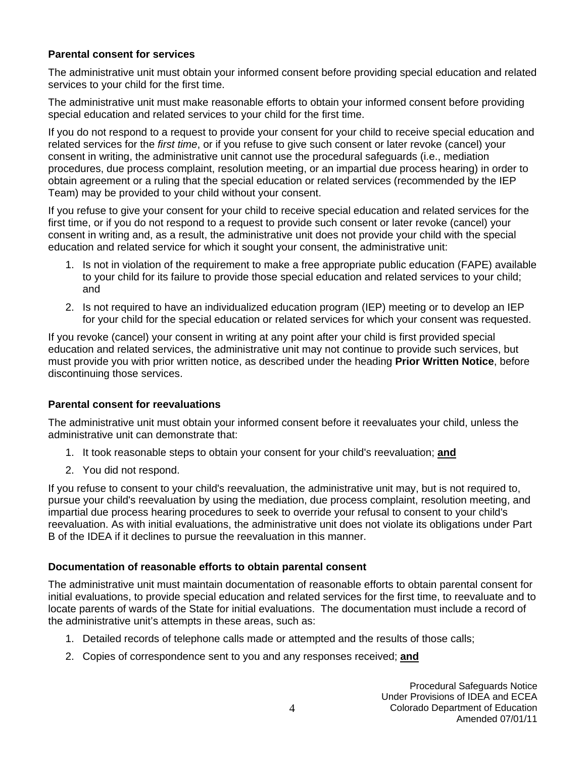**Parental consent for services**

The administrative unit must obtain your informed consent before providing special education and related services to your child for the first time.

The administrative unit must make reasonable efforts to obtain your informed consent before providing special education and related services to your child for the first time.

If you do not respond to a request to provide your consent for your child to receive special education and related services for the *first time*, or if you refuse to give such consent or later revoke (cancel) your consent in writing, the administrative unit cannot use the procedural safeguards (i.e., mediation procedures, due process complaint, resolution meeting, or an impartial due process hearing) in order to obtain agreement or a ruling that the special education or related services (recommended by the IEP Team) may be provided to your child without your consent.

If you refuse to give your consent for your child to receive special education and related services for the first time, or if you do not respond to a request to provide such consent or later revoke (cancel) your consent in writing and, as a result, the administrative unit does not provide your child with the special education and related service for which it sought your consent, the administrative unit:

1. Is not in violation of the requirement to make a free appropriate public education (FAPE) available to your child for its failure to provide those special education and related services to your child; and
2. Is not required to have an individualized education program (IEP) meeting or to develop an IEP for your child for the special education or related services for which your consent was requested.

If you revoke (cancel) your consent in writing at any point after your child is first provided special education and related services, the administrative unit may not continue to provide such services, but must provide you with prior written notice, as described under the heading **Prior Written Notice**, before discontinuing those services.

**Parental consent for reevaluations**

The administrative unit must obtain your informed consent before it reevaluates your child, unless the administrative unit can demonstrate that:

1. It took reasonable steps to obtain your consent for your child's reevaluation; **and**
2. You did not respond.

If you refuse to consent to your child's reevaluation, the administrative unit may, but is not required to, pursue your child's reevaluation by using the mediation, due process complaint, resolution meeting, and impartial due process hearing procedures to seek to override your refusal to consent to your child's reevaluation. As with initial evaluations, the administrative unit does not violate its obligations under Part B of the IDEA if it declines to pursue the reevaluation in this manner.

**Documentation of reasonable efforts to obtain parental consent**

The administrative unit must maintain documentation of reasonable efforts to obtain parental consent for initial evaluations, to provide special education and related services for the first time, to reevaluate and to locate parents of wards of the State for initial evaluations. The documentation must include a record of the administrative unit's attempts in these areas, such as:

1. Detailed records of telephone calls made or attempted and the results of those calls;
2. Copies of correspondence sent to you and any responses received; **and**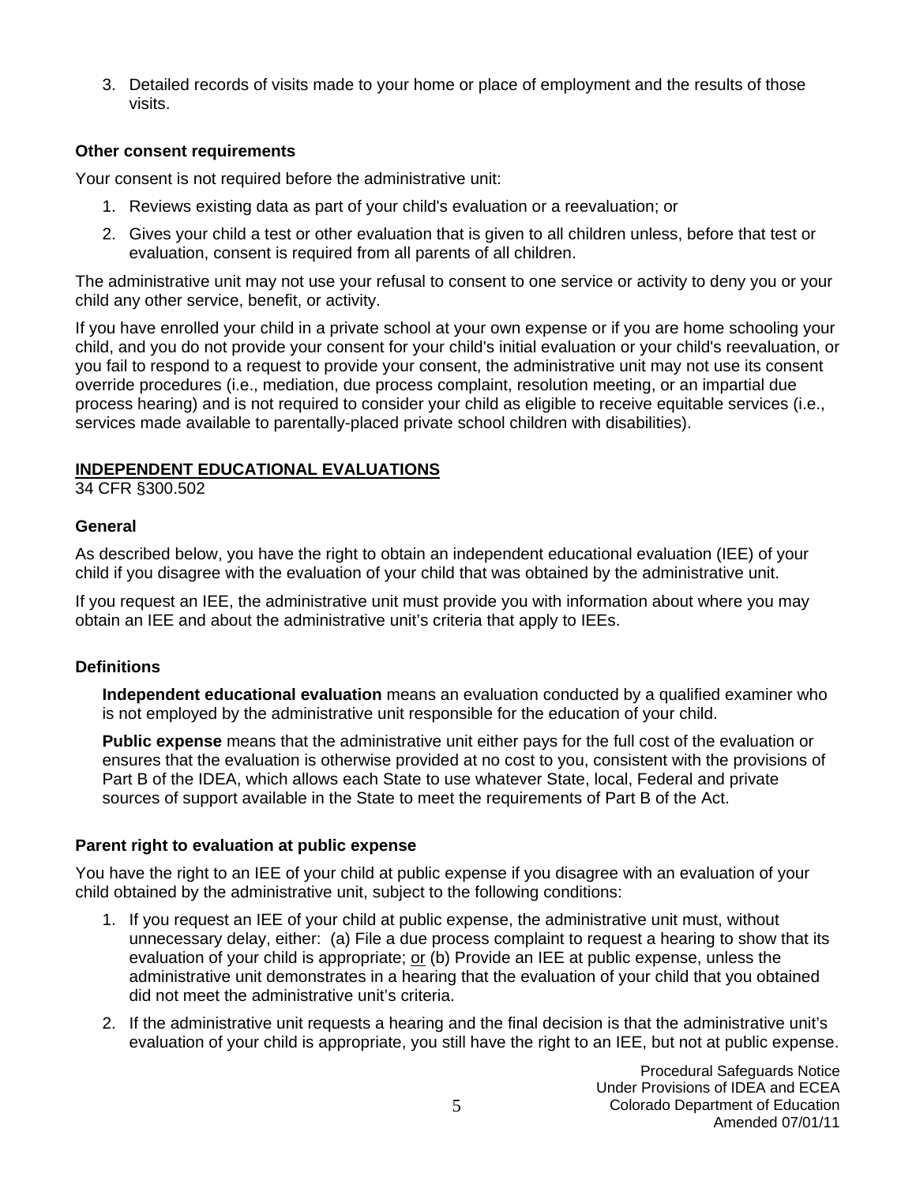3. Detailed records of visits made to your home or place of employment and the results of those visits.

**Other consent requirements**

Your consent is not required before the administrative unit:

1. Reviews existing data as part of your child's evaluation or a reevaluation; or
2. Gives your child a test or other evaluation that is given to all children unless, before that test or evaluation, consent is required from all parents of all children.

The administrative unit may not use your refusal to consent to one service or activity to deny you or your child any other service, benefit, or activity.

If you have enrolled your child in a private school at your own expense or if you are home schooling your child, and you do not provide your consent for your child's initial evaluation or your child's reevaluation, or you fail to respond to a request to provide your consent, the administrative unit may not use its consent override procedures (i.e., mediation, due process complaint, resolution meeting, or an impartial due process hearing) and is not required to consider your child as eligible to receive equitable services (i.e., services made available to parentally-placed private school children with disabilities).

## INDEPENDENT EDUCATIONAL EVALUATIONS

34 CFR §300.502

**General**

As described below, you have the right to obtain an independent educational evaluation (IEE) of your child if you disagree with the evaluation of your child that was obtained by the administrative unit.

If you request an IEE, the administrative unit must provide you with information about where you may obtain an IEE and about the administrative unit's criteria that apply to IEEs.

**Definitions**

**Independent educational evaluation** means an evaluation conducted by a qualified examiner who is not employed by the administrative unit responsible for the education of your child.

**Public expense** means that the administrative unit either pays for the full cost of the evaluation or ensures that the evaluation is otherwise provided at no cost to you, consistent with the provisions of Part B of the IDEA, which allows each State to use whatever State, local, Federal and private sources of support available in the State to meet the requirements of Part B of the Act.

**Parent right to evaluation at public expense**

You have the right to an IEE of your child at public expense if you disagree with an evaluation of your child obtained by the administrative unit, subject to the following conditions:

1. If you request an IEE of your child at public expense, the administrative unit must, without unnecessary delay, either: (a) File a due process complaint to request a hearing to show that its evaluation of your child is appropriate; or (b) Provide an IEE at public expense, unless the administrative unit demonstrates in a hearing that the evaluation of your child that you obtained did not meet the administrative unit's criteria.
2. If the administrative unit requests a hearing and the final decision is that the administrative unit's evaluation of your child is appropriate, you still have the right to an IEE, but not at public expense.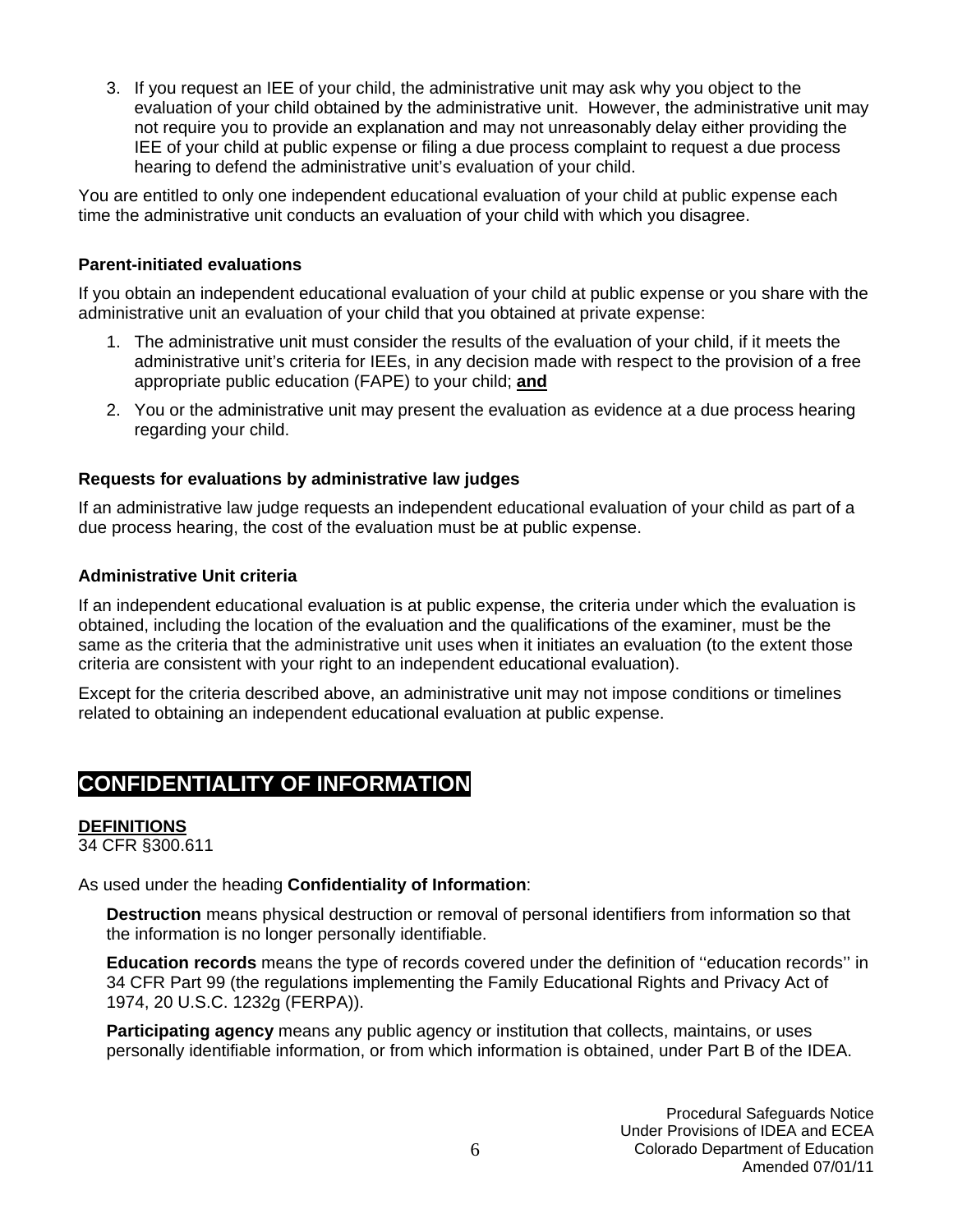3. If you request an IEE of your child, the administrative unit may ask why you object to the evaluation of your child obtained by the administrative unit. However, the administrative unit may not require you to provide an explanation and may not unreasonably delay either providing the IEE of your child at public expense or filing a due process complaint to request a due process hearing to defend the administrative unit's evaluation of your child.

You are entitled to only one independent educational evaluation of your child at public expense each time the administrative unit conducts an evaluation of your child with which you disagree.

### Parent-initiated evaluations

If you obtain an independent educational evaluation of your child at public expense or you share with the administrative unit an evaluation of your child that you obtained at private expense:

1. The administrative unit must consider the results of the evaluation of your child, if it meets the administrative unit's criteria for IEEs, in any decision made with respect to the provision of a free appropriate public education (FAPE) to your child; **and**
2. You or the administrative unit may present the evaluation as evidence at a due process hearing regarding your child.

### Requests for evaluations by administrative law judges

If an administrative law judge requests an independent educational evaluation of your child as part of a due process hearing, the cost of the evaluation must be at public expense.

### Administrative Unit criteria

If an independent educational evaluation is at public expense, the criteria under which the evaluation is obtained, including the location of the evaluation and the qualifications of the examiner, must be the same as the criteria that the administrative unit uses when it initiates an evaluation (to the extent those criteria are consistent with your right to an independent educational evaluation).

Except for the criteria described above, an administrative unit may not impose conditions or timelines related to obtaining an independent educational evaluation at public expense.

## CONFIDENTIALITY OF INFORMATION

### DEFINITIONS

34 CFR §300.611

As used under the heading **Confidentiality of Information**:

**Destruction** means physical destruction or removal of personal identifiers from information so that the information is no longer personally identifiable.

**Education records** means the type of records covered under the definition of ''education records'' in 34 CFR Part 99 (the regulations implementing the Family Educational Rights and Privacy Act of 1974, 20 U.S.C. 1232g (FERPA)).

**Participating agency** means any public agency or institution that collects, maintains, or uses personally identifiable information, or from which information is obtained, under Part B of the IDEA.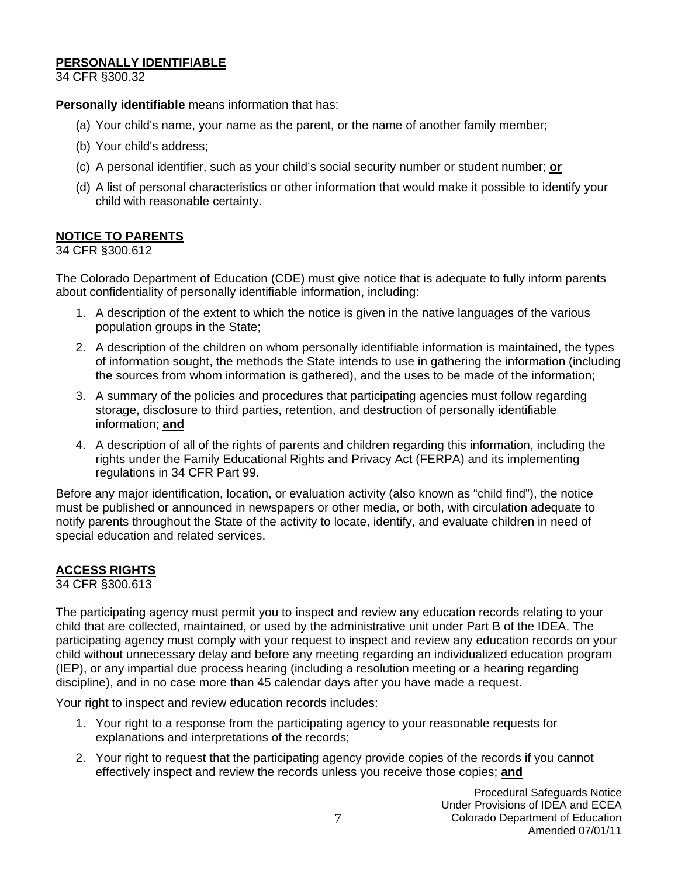## PERSONALLY IDENTIFIABLE

34 CFR §300.32

**Personally identifiable** means information that has:

(a) Your child's name, your name as the parent, or the name of another family member;

(b) Your child's address;

(c) A personal identifier, such as your child's social security number or student number; **or**

(d) A list of personal characteristics or other information that would make it possible to identify your child with reasonable certainty.

## NOTICE TO PARENTS

34 CFR §300.612

The Colorado Department of Education (CDE) must give notice that is adequate to fully inform parents about confidentiality of personally identifiable information, including:

1. A description of the extent to which the notice is given in the native languages of the various population groups in the State;
2. A description of the children on whom personally identifiable information is maintained, the types of information sought, the methods the State intends to use in gathering the information (including the sources from whom information is gathered), and the uses to be made of the information;
3. A summary of the policies and procedures that participating agencies must follow regarding storage, disclosure to third parties, retention, and destruction of personally identifiable information; **and**
4. A description of all of the rights of parents and children regarding this information, including the rights under the Family Educational Rights and Privacy Act (FERPA) and its implementing regulations in 34 CFR Part 99.

Before any major identification, location, or evaluation activity (also known as "child find"), the notice must be published or announced in newspapers or other media, or both, with circulation adequate to notify parents throughout the State of the activity to locate, identify, and evaluate children in need of special education and related services.

## ACCESS RIGHTS

34 CFR §300.613

The participating agency must permit you to inspect and review any education records relating to your child that are collected, maintained, or used by the administrative unit under Part B of the IDEA. The participating agency must comply with your request to inspect and review any education records on your child without unnecessary delay and before any meeting regarding an individualized education program (IEP), or any impartial due process hearing (including a resolution meeting or a hearing regarding discipline), and in no case more than 45 calendar days after you have made a request.

Your right to inspect and review education records includes:

1. Your right to a response from the participating agency to your reasonable requests for explanations and interpretations of the records;
2. Your right to request that the participating agency provide copies of the records if you cannot effectively inspect and review the records unless you receive those copies; **and**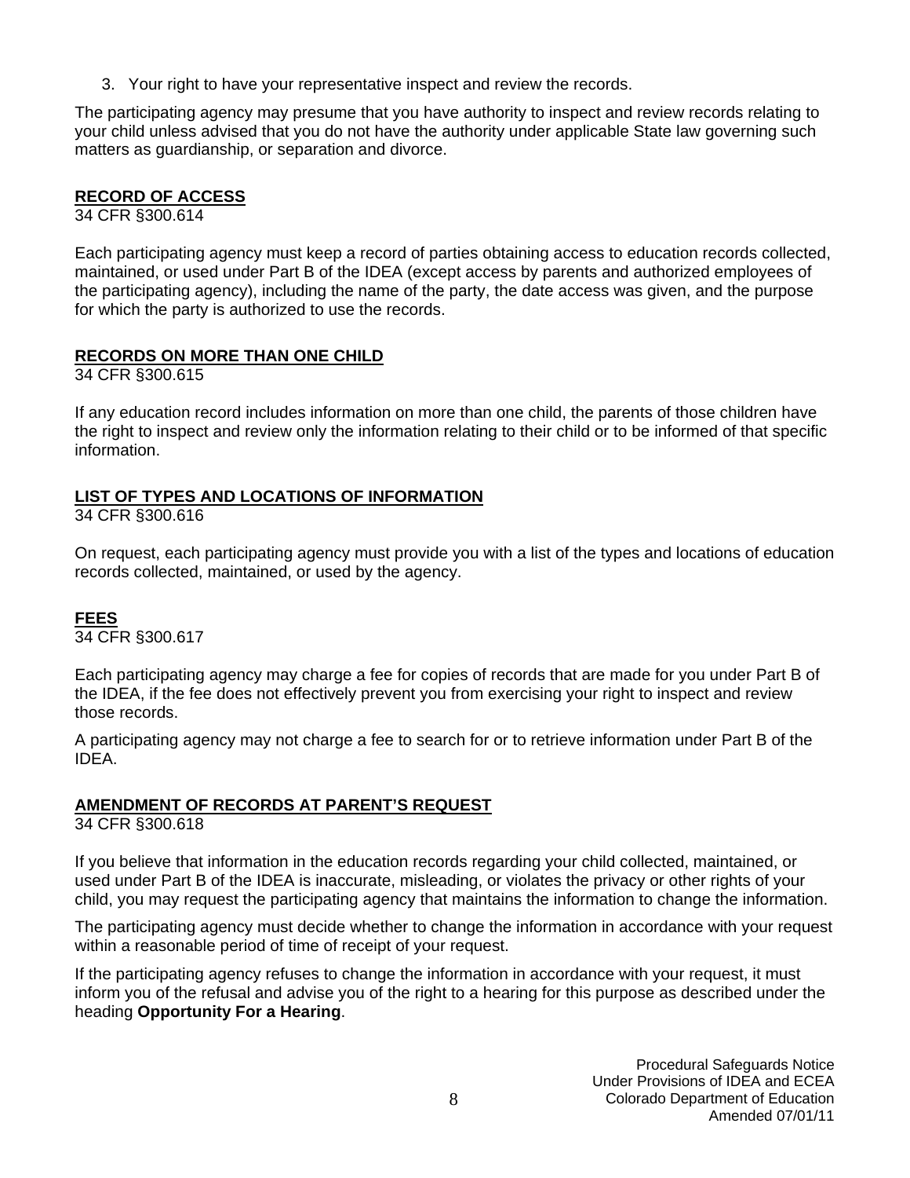3. Your right to have your representative inspect and review the records.

The participating agency may presume that you have authority to inspect and review records relating to your child unless advised that you do not have the authority under applicable State law governing such matters as guardianship, or separation and divorce.

## RECORD OF ACCESS

34 CFR §300.614

Each participating agency must keep a record of parties obtaining access to education records collected, maintained, or used under Part B of the IDEA (except access by parents and authorized employees of the participating agency), including the name of the party, the date access was given, and the purpose for which the party is authorized to use the records.

## RECORDS ON MORE THAN ONE CHILD

34 CFR §300.615

If any education record includes information on more than one child, the parents of those children have the right to inspect and review only the information relating to their child or to be informed of that specific information.

## LIST OF TYPES AND LOCATIONS OF INFORMATION

34 CFR §300.616

On request, each participating agency must provide you with a list of the types and locations of education records collected, maintained, or used by the agency.

## FEES

34 CFR §300.617

Each participating agency may charge a fee for copies of records that are made for you under Part B of the IDEA, if the fee does not effectively prevent you from exercising your right to inspect and review those records.

A participating agency may not charge a fee to search for or to retrieve information under Part B of the IDEA.

## AMENDMENT OF RECORDS AT PARENT'S REQUEST

34 CFR §300.618

If you believe that information in the education records regarding your child collected, maintained, or used under Part B of the IDEA is inaccurate, misleading, or violates the privacy or other rights of your child, you may request the participating agency that maintains the information to change the information.

The participating agency must decide whether to change the information in accordance with your request within a reasonable period of time of receipt of your request.

If the participating agency refuses to change the information in accordance with your request, it must inform you of the refusal and advise you of the right to a hearing for this purpose as described under the heading **Opportunity For a Hearing**.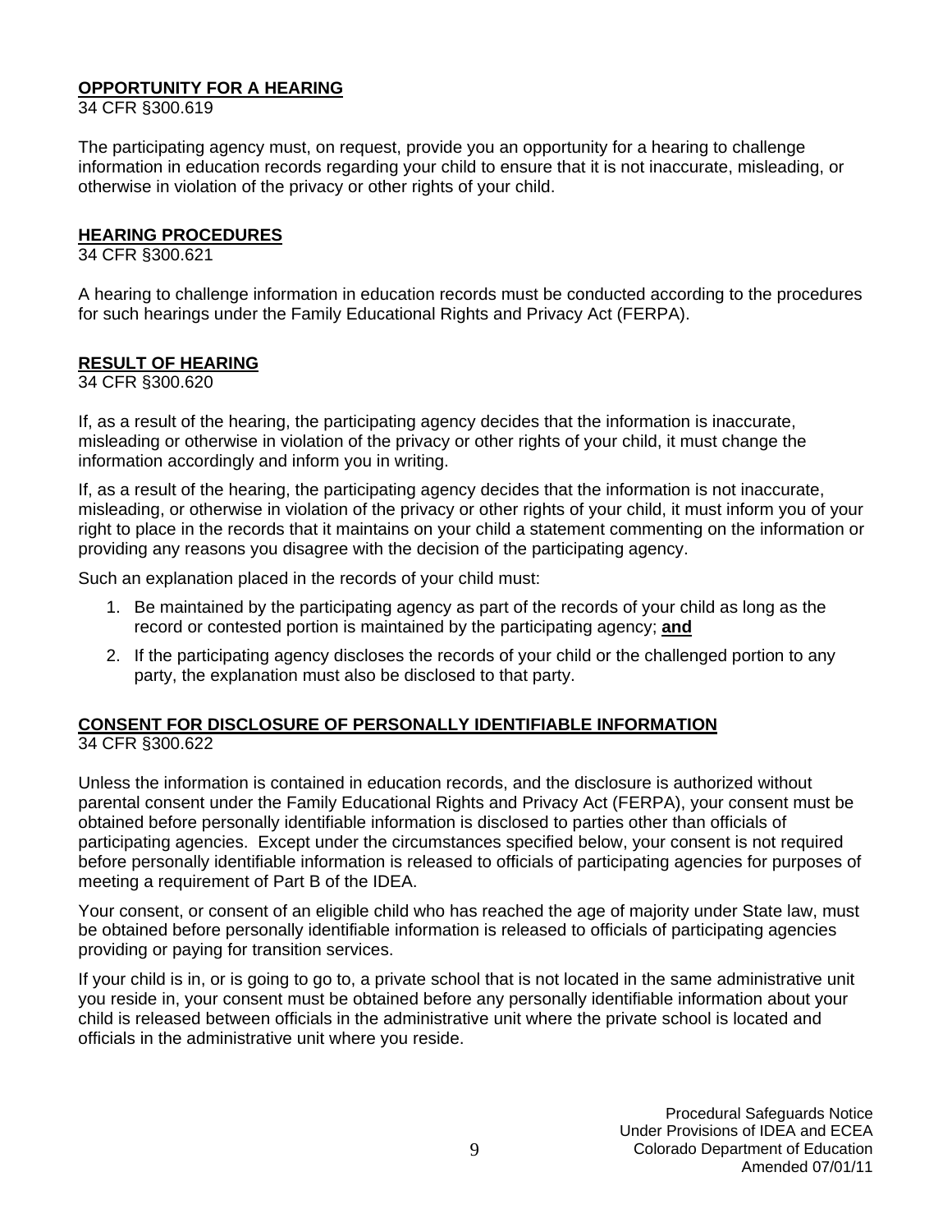## OPPORTUNITY FOR A HEARING

34 CFR §300.619

The participating agency must, on request, provide you an opportunity for a hearing to challenge information in education records regarding your child to ensure that it is not inaccurate, misleading, or otherwise in violation of the privacy or other rights of your child.

## HEARING PROCEDURES

34 CFR §300.621

A hearing to challenge information in education records must be conducted according to the procedures for such hearings under the Family Educational Rights and Privacy Act (FERPA).

## RESULT OF HEARING

34 CFR §300.620

If, as a result of the hearing, the participating agency decides that the information is inaccurate, misleading or otherwise in violation of the privacy or other rights of your child, it must change the information accordingly and inform you in writing.

If, as a result of the hearing, the participating agency decides that the information is not inaccurate, misleading, or otherwise in violation of the privacy or other rights of your child, it must inform you of your right to place in the records that it maintains on your child a statement commenting on the information or providing any reasons you disagree with the decision of the participating agency.

Such an explanation placed in the records of your child must:

1. Be maintained by the participating agency as part of the records of your child as long as the record or contested portion is maintained by the participating agency; **and**
2. If the participating agency discloses the records of your child or the challenged portion to any party, the explanation must also be disclosed to that party.

## CONSENT FOR DISCLOSURE OF PERSONALLY IDENTIFIABLE INFORMATION

34 CFR §300.622

Unless the information is contained in education records, and the disclosure is authorized without parental consent under the Family Educational Rights and Privacy Act (FERPA), your consent must be obtained before personally identifiable information is disclosed to parties other than officials of participating agencies. Except under the circumstances specified below, your consent is not required before personally identifiable information is released to officials of participating agencies for purposes of meeting a requirement of Part B of the IDEA.

Your consent, or consent of an eligible child who has reached the age of majority under State law, must be obtained before personally identifiable information is released to officials of participating agencies providing or paying for transition services.

If your child is in, or is going to go to, a private school that is not located in the same administrative unit you reside in, your consent must be obtained before any personally identifiable information about your child is released between officials in the administrative unit where the private school is located and officials in the administrative unit where you reside.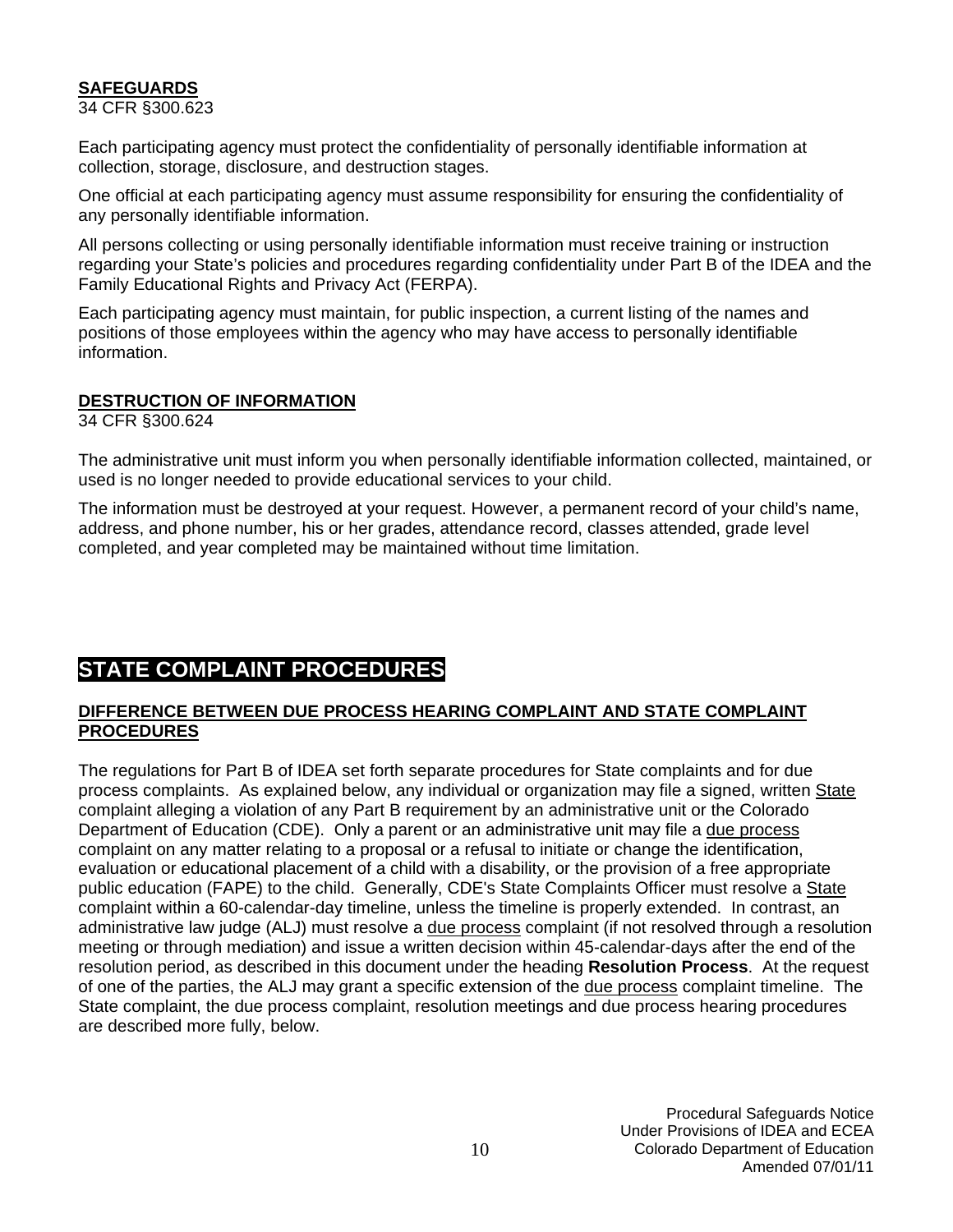### SAFEGUARDS

34 CFR §300.623

Each participating agency must protect the confidentiality of personally identifiable information at collection, storage, disclosure, and destruction stages.

One official at each participating agency must assume responsibility for ensuring the confidentiality of any personally identifiable information.

All persons collecting or using personally identifiable information must receive training or instruction regarding your State's policies and procedures regarding confidentiality under Part B of the IDEA and the Family Educational Rights and Privacy Act (FERPA).

Each participating agency must maintain, for public inspection, a current listing of the names and positions of those employees within the agency who may have access to personally identifiable information.

### DESTRUCTION OF INFORMATION

34 CFR §300.624

The administrative unit must inform you when personally identifiable information collected, maintained, or used is no longer needed to provide educational services to your child.

The information must be destroyed at your request. However, a permanent record of your child's name, address, and phone number, his or her grades, attendance record, classes attended, grade level completed, and year completed may be maintained without time limitation.

## STATE COMPLAINT PROCEDURES

### DIFFERENCE BETWEEN DUE PROCESS HEARING COMPLAINT AND STATE COMPLAINT PROCEDURES

The regulations for Part B of IDEA set forth separate procedures for State complaints and for due process complaints. As explained below, any individual or organization may file a signed, written State complaint alleging a violation of any Part B requirement by an administrative unit or the Colorado Department of Education (CDE). Only a parent or an administrative unit may file a due process complaint on any matter relating to a proposal or a refusal to initiate or change the identification, evaluation or educational placement of a child with a disability, or the provision of a free appropriate public education (FAPE) to the child. Generally, CDE's State Complaints Officer must resolve a State complaint within a 60-calendar-day timeline, unless the timeline is properly extended. In contrast, an administrative law judge (ALJ) must resolve a due process complaint (if not resolved through a resolution meeting or through mediation) and issue a written decision within 45-calendar-days after the end of the resolution period, as described in this document under the heading **Resolution Process**. At the request of one of the parties, the ALJ may grant a specific extension of the due process complaint timeline. The State complaint, the due process complaint, resolution meetings and due process hearing procedures are described more fully, below.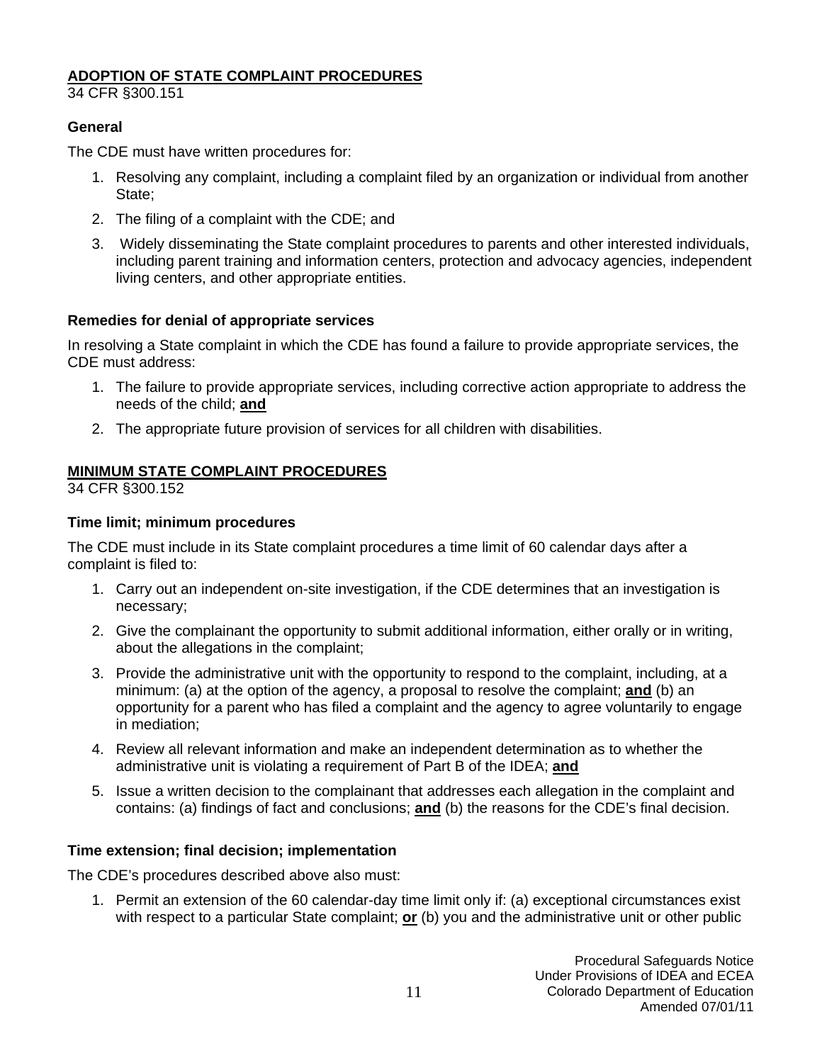## ADOPTION OF STATE COMPLAINT PROCEDURES

34 CFR §300.151

### General

The CDE must have written procedures for:

1. Resolving any complaint, including a complaint filed by an organization or individual from another State;
2. The filing of a complaint with the CDE; and
3. Widely disseminating the State complaint procedures to parents and other interested individuals, including parent training and information centers, protection and advocacy agencies, independent living centers, and other appropriate entities.

### Remedies for denial of appropriate services

In resolving a State complaint in which the CDE has found a failure to provide appropriate services, the CDE must address:

1. The failure to provide appropriate services, including corrective action appropriate to address the needs of the child; **and**
2. The appropriate future provision of services for all children with disabilities.

## MINIMUM STATE COMPLAINT PROCEDURES

34 CFR §300.152

### Time limit; minimum procedures

The CDE must include in its State complaint procedures a time limit of 60 calendar days after a complaint is filed to:

1. Carry out an independent on-site investigation, if the CDE determines that an investigation is necessary;
2. Give the complainant the opportunity to submit additional information, either orally or in writing, about the allegations in the complaint;
3. Provide the administrative unit with the opportunity to respond to the complaint, including, at a minimum: (a) at the option of the agency, a proposal to resolve the complaint; **and** (b) an opportunity for a parent who has filed a complaint and the agency to agree voluntarily to engage in mediation;
4. Review all relevant information and make an independent determination as to whether the administrative unit is violating a requirement of Part B of the IDEA; **and**
5. Issue a written decision to the complainant that addresses each allegation in the complaint and contains: (a) findings of fact and conclusions; **and** (b) the reasons for the CDE's final decision.

### Time extension; final decision; implementation

The CDE's procedures described above also must:

1. Permit an extension of the 60 calendar-day time limit only if: (a) exceptional circumstances exist with respect to a particular State complaint; **or** (b) you and the administrative unit or other public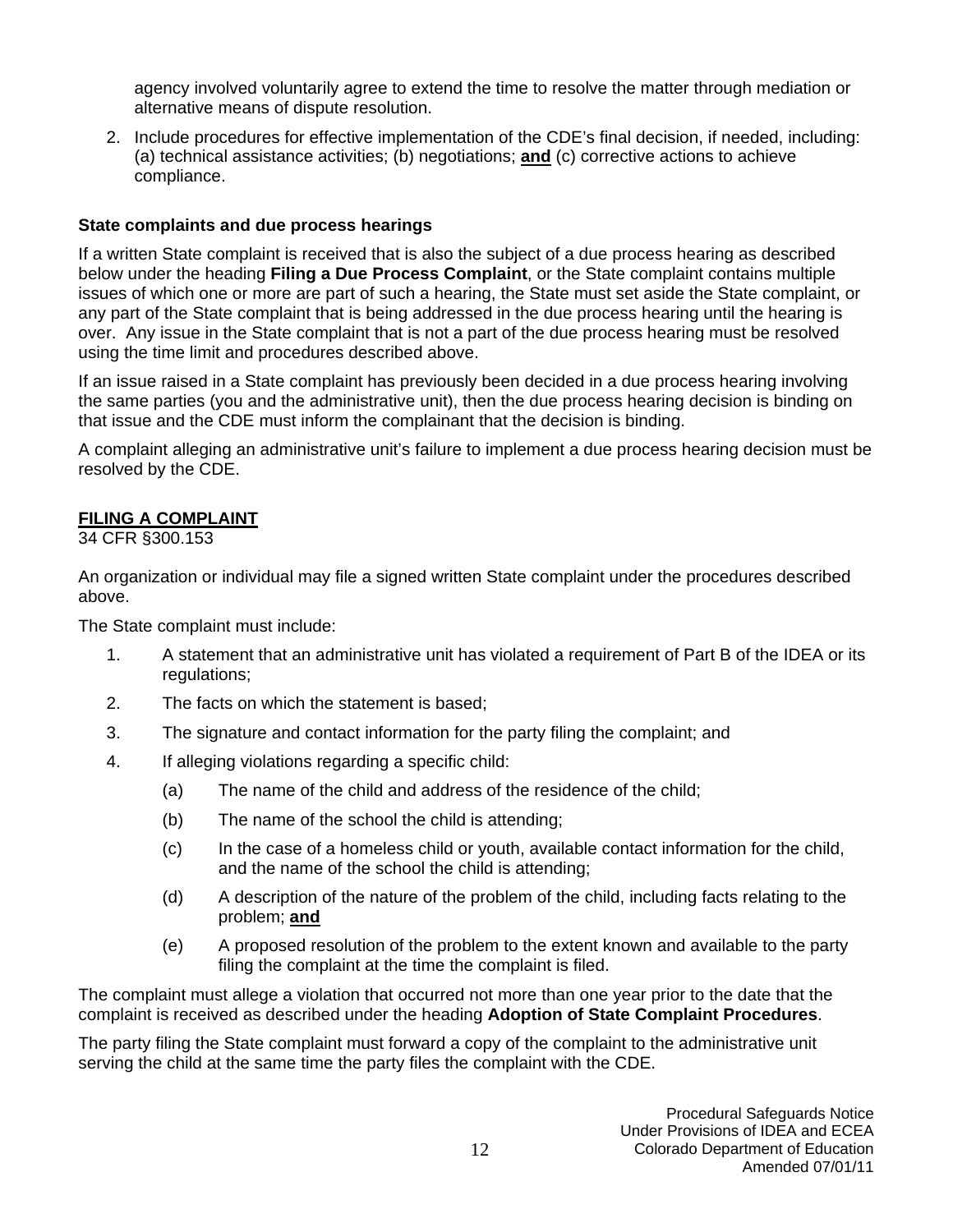agency involved voluntarily agree to extend the time to resolve the matter through mediation or alternative means of dispute resolution.

2. Include procedures for effective implementation of the CDE's final decision, if needed, including: (a) technical assistance activities; (b) negotiations; **and** (c) corrective actions to achieve compliance.

**State complaints and due process hearings**

If a written State complaint is received that is also the subject of a due process hearing as described below under the heading **Filing a Due Process Complaint**, or the State complaint contains multiple issues of which one or more are part of such a hearing, the State must set aside the State complaint, or any part of the State complaint that is being addressed in the due process hearing until the hearing is over. Any issue in the State complaint that is not a part of the due process hearing must be resolved using the time limit and procedures described above.

If an issue raised in a State complaint has previously been decided in a due process hearing involving the same parties (you and the administrative unit), then the due process hearing decision is binding on that issue and the CDE must inform the complainant that the decision is binding.

A complaint alleging an administrative unit's failure to implement a due process hearing decision must be resolved by the CDE.

## FILING A COMPLAINT

34 CFR §300.153

An organization or individual may file a signed written State complaint under the procedures described above.

The State complaint must include:

1. A statement that an administrative unit has violated a requirement of Part B of the IDEA or its regulations;
2. The facts on which the statement is based;
3. The signature and contact information for the party filing the complaint; and
4. If alleging violations regarding a specific child:
   (a) The name of the child and address of the residence of the child;
   (b) The name of the school the child is attending;
   (c) In the case of a homeless child or youth, available contact information for the child, and the name of the school the child is attending;
   (d) A description of the nature of the problem of the child, including facts relating to the problem; **and**
   (e) A proposed resolution of the problem to the extent known and available to the party filing the complaint at the time the complaint is filed.

The complaint must allege a violation that occurred not more than one year prior to the date that the complaint is received as described under the heading **Adoption of State Complaint Procedures**.

The party filing the State complaint must forward a copy of the complaint to the administrative unit serving the child at the same time the party files the complaint with the CDE.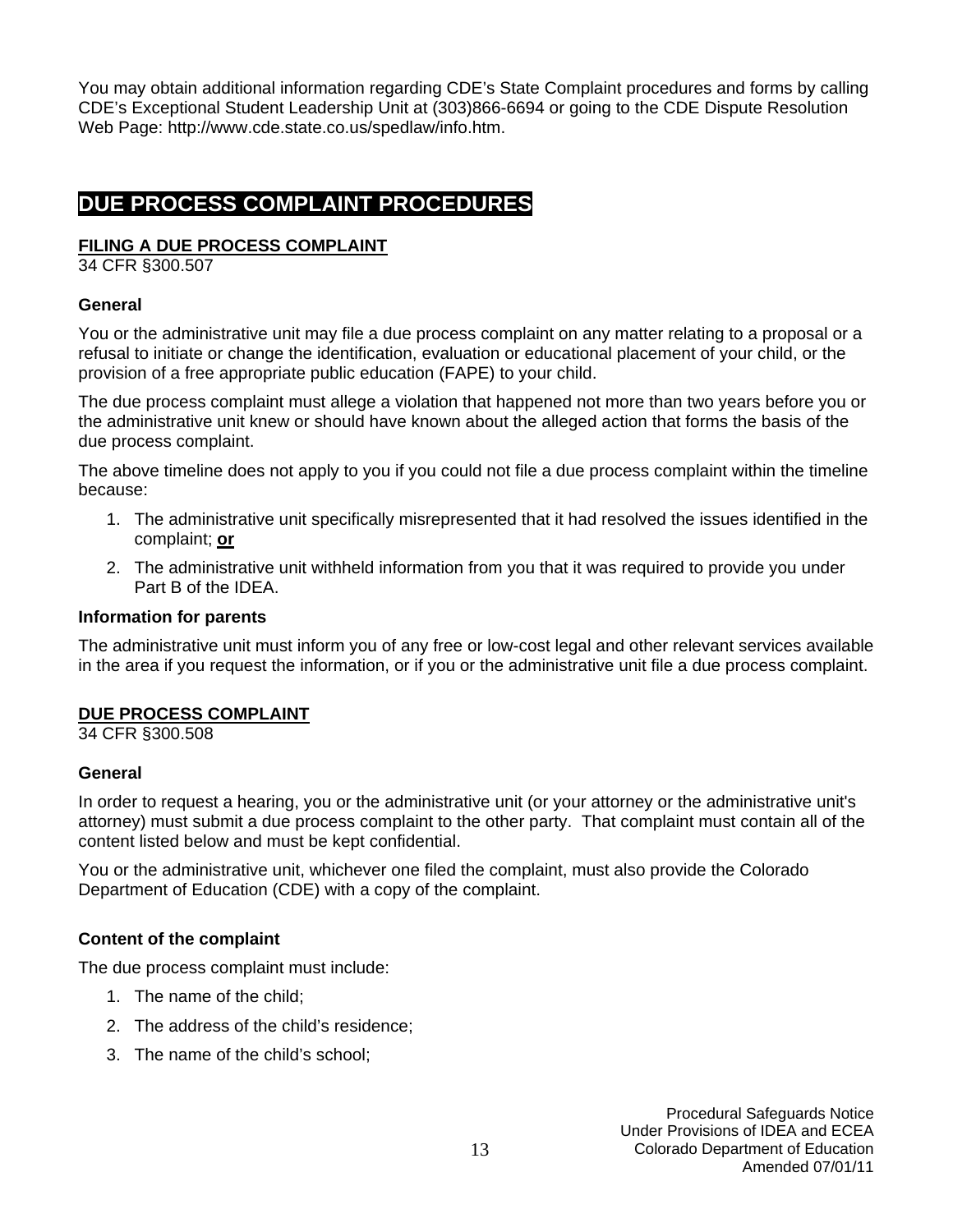You may obtain additional information regarding CDE's State Complaint procedures and forms by calling CDE's Exceptional Student Leadership Unit at (303)866-6694 or going to the CDE Dispute Resolution Web Page: http://www.cde.state.co.us/spedlaw/info.htm.

# DUE PROCESS COMPLAINT PROCEDURES

## FILING A DUE PROCESS COMPLAINT

34 CFR §300.507

### General

You or the administrative unit may file a due process complaint on any matter relating to a proposal or a refusal to initiate or change the identification, evaluation or educational placement of your child, or the provision of a free appropriate public education (FAPE) to your child.

The due process complaint must allege a violation that happened not more than two years before you or the administrative unit knew or should have known about the alleged action that forms the basis of the due process complaint.

The above timeline does not apply to you if you could not file a due process complaint within the timeline because:

1. The administrative unit specifically misrepresented that it had resolved the issues identified in the complaint; **or**
2. The administrative unit withheld information from you that it was required to provide you under Part B of the IDEA.

### Information for parents

The administrative unit must inform you of any free or low-cost legal and other relevant services available in the area if you request the information, or if you or the administrative unit file a due process complaint.

## DUE PROCESS COMPLAINT

34 CFR §300.508

### General

In order to request a hearing, you or the administrative unit (or your attorney or the administrative unit's attorney) must submit a due process complaint to the other party. That complaint must contain all of the content listed below and must be kept confidential.

You or the administrative unit, whichever one filed the complaint, must also provide the Colorado Department of Education (CDE) with a copy of the complaint.

### Content of the complaint

The due process complaint must include:

1. The name of the child;
2. The address of the child's residence;
3. The name of the child's school;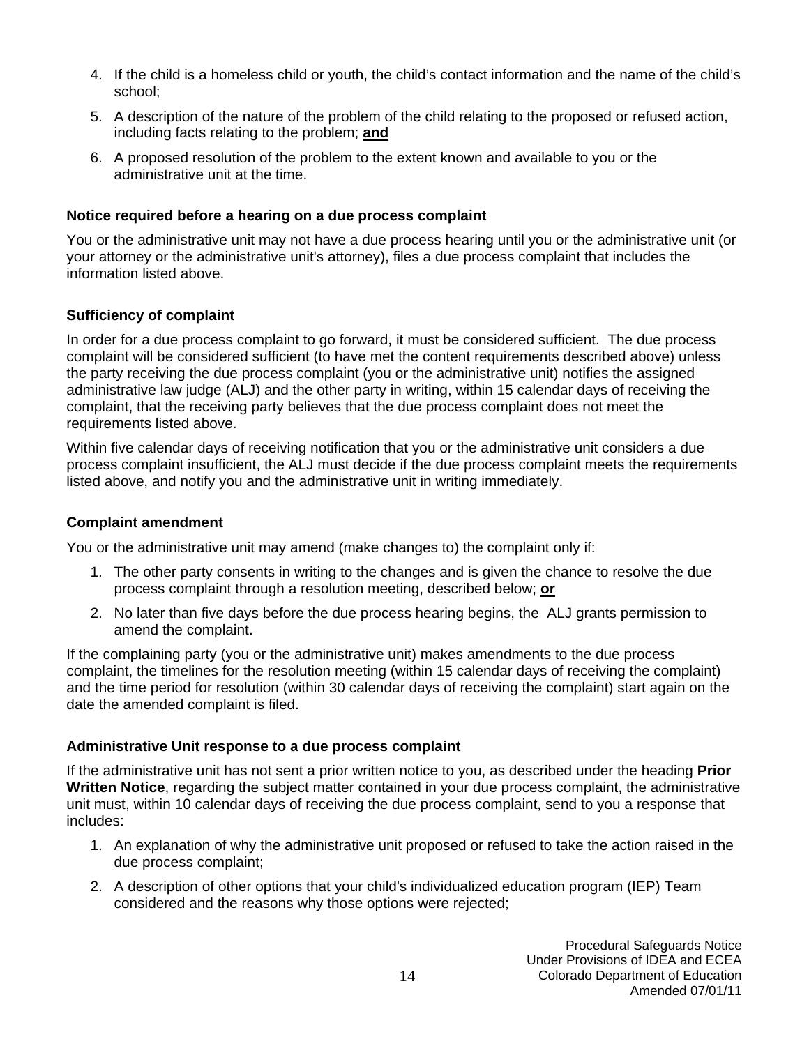4. If the child is a homeless child or youth, the child's contact information and the name of the child's school;
5. A description of the nature of the problem of the child relating to the proposed or refused action, including facts relating to the problem; **and**
6. A proposed resolution of the problem to the extent known and available to you or the administrative unit at the time.

**Notice required before a hearing on a due process complaint**

You or the administrative unit may not have a due process hearing until you or the administrative unit (or your attorney or the administrative unit's attorney), files a due process complaint that includes the information listed above.

**Sufficiency of complaint**

In order for a due process complaint to go forward, it must be considered sufficient. The due process complaint will be considered sufficient (to have met the content requirements described above) unless the party receiving the due process complaint (you or the administrative unit) notifies the assigned administrative law judge (ALJ) and the other party in writing, within 15 calendar days of receiving the complaint, that the receiving party believes that the due process complaint does not meet the requirements listed above.

Within five calendar days of receiving notification that you or the administrative unit considers a due process complaint insufficient, the ALJ must decide if the due process complaint meets the requirements listed above, and notify you and the administrative unit in writing immediately.

**Complaint amendment**

You or the administrative unit may amend (make changes to) the complaint only if:

1. The other party consents in writing to the changes and is given the chance to resolve the due process complaint through a resolution meeting, described below; **or**
2. No later than five days before the due process hearing begins, the ALJ grants permission to amend the complaint.

If the complaining party (you or the administrative unit) makes amendments to the due process complaint, the timelines for the resolution meeting (within 15 calendar days of receiving the complaint) and the time period for resolution (within 30 calendar days of receiving the complaint) start again on the date the amended complaint is filed.

**Administrative Unit response to a due process complaint**

If the administrative unit has not sent a prior written notice to you, as described under the heading **Prior Written Notice**, regarding the subject matter contained in your due process complaint, the administrative unit must, within 10 calendar days of receiving the due process complaint, send to you a response that includes:

1. An explanation of why the administrative unit proposed or refused to take the action raised in the due process complaint;
2. A description of other options that your child's individualized education program (IEP) Team considered and the reasons why those options were rejected;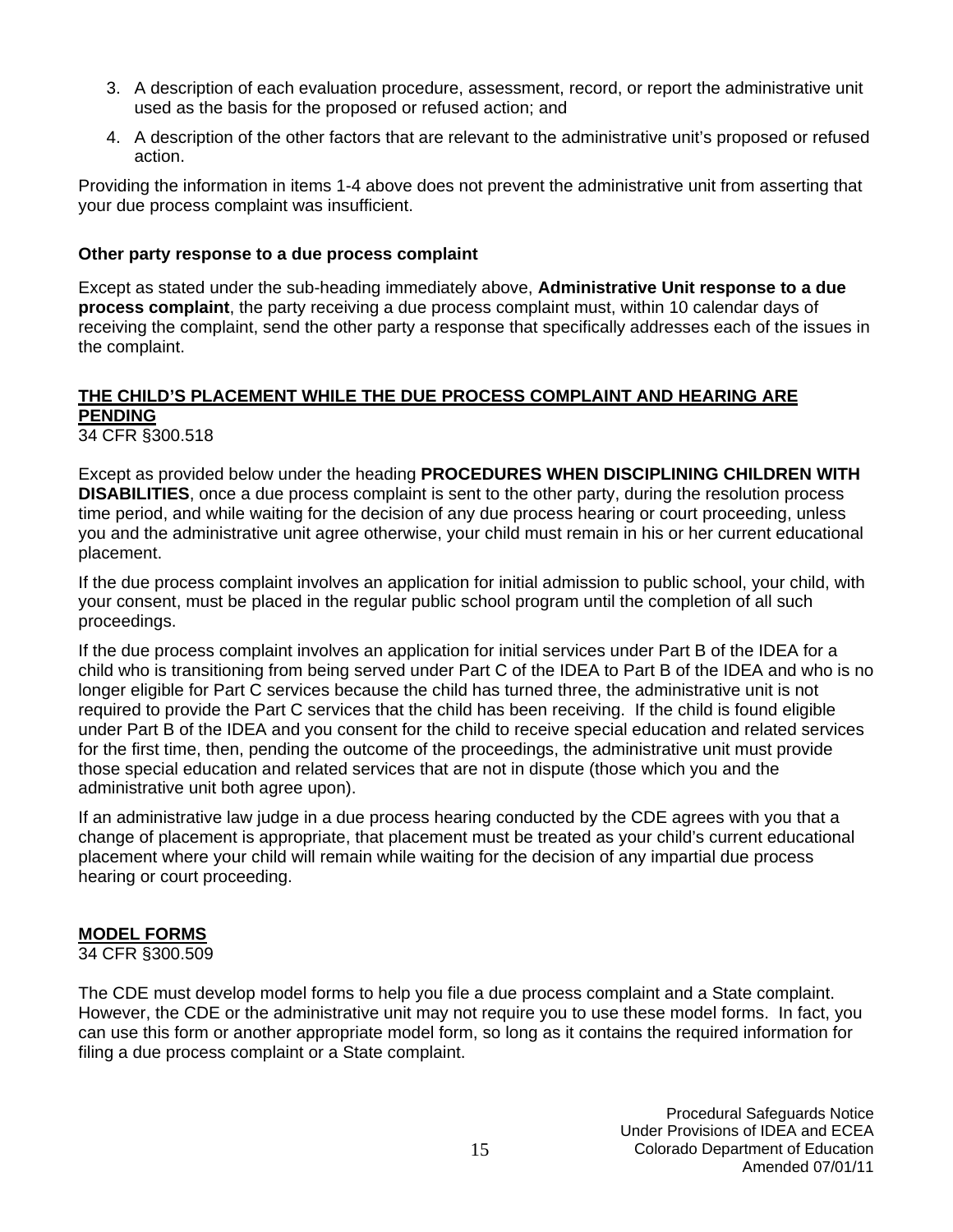3. A description of each evaluation procedure, assessment, record, or report the administrative unit used as the basis for the proposed or refused action; and
4. A description of the other factors that are relevant to the administrative unit's proposed or refused action.

Providing the information in items 1-4 above does not prevent the administrative unit from asserting that your due process complaint was insufficient.

### Other party response to a due process complaint

Except as stated under the sub-heading immediately above, **Administrative Unit response to a due process complaint**, the party receiving a due process complaint must, within 10 calendar days of receiving the complaint, send the other party a response that specifically addresses each of the issues in the complaint.

## THE CHILD'S PLACEMENT WHILE THE DUE PROCESS COMPLAINT AND HEARING ARE PENDING

34 CFR §300.518

Except as provided below under the heading **PROCEDURES WHEN DISCIPLINING CHILDREN WITH DISABILITIES**, once a due process complaint is sent to the other party, during the resolution process time period, and while waiting for the decision of any due process hearing or court proceeding, unless you and the administrative unit agree otherwise, your child must remain in his or her current educational placement.

If the due process complaint involves an application for initial admission to public school, your child, with your consent, must be placed in the regular public school program until the completion of all such proceedings.

If the due process complaint involves an application for initial services under Part B of the IDEA for a child who is transitioning from being served under Part C of the IDEA to Part B of the IDEA and who is no longer eligible for Part C services because the child has turned three, the administrative unit is not required to provide the Part C services that the child has been receiving. If the child is found eligible under Part B of the IDEA and you consent for the child to receive special education and related services for the first time, then, pending the outcome of the proceedings, the administrative unit must provide those special education and related services that are not in dispute (those which you and the administrative unit both agree upon).

If an administrative law judge in a due process hearing conducted by the CDE agrees with you that a change of placement is appropriate, that placement must be treated as your child's current educational placement where your child will remain while waiting for the decision of any impartial due process hearing or court proceeding.

## MODEL FORMS

34 CFR §300.509

The CDE must develop model forms to help you file a due process complaint and a State complaint. However, the CDE or the administrative unit may not require you to use these model forms. In fact, you can use this form or another appropriate model form, so long as it contains the required information for filing a due process complaint or a State complaint.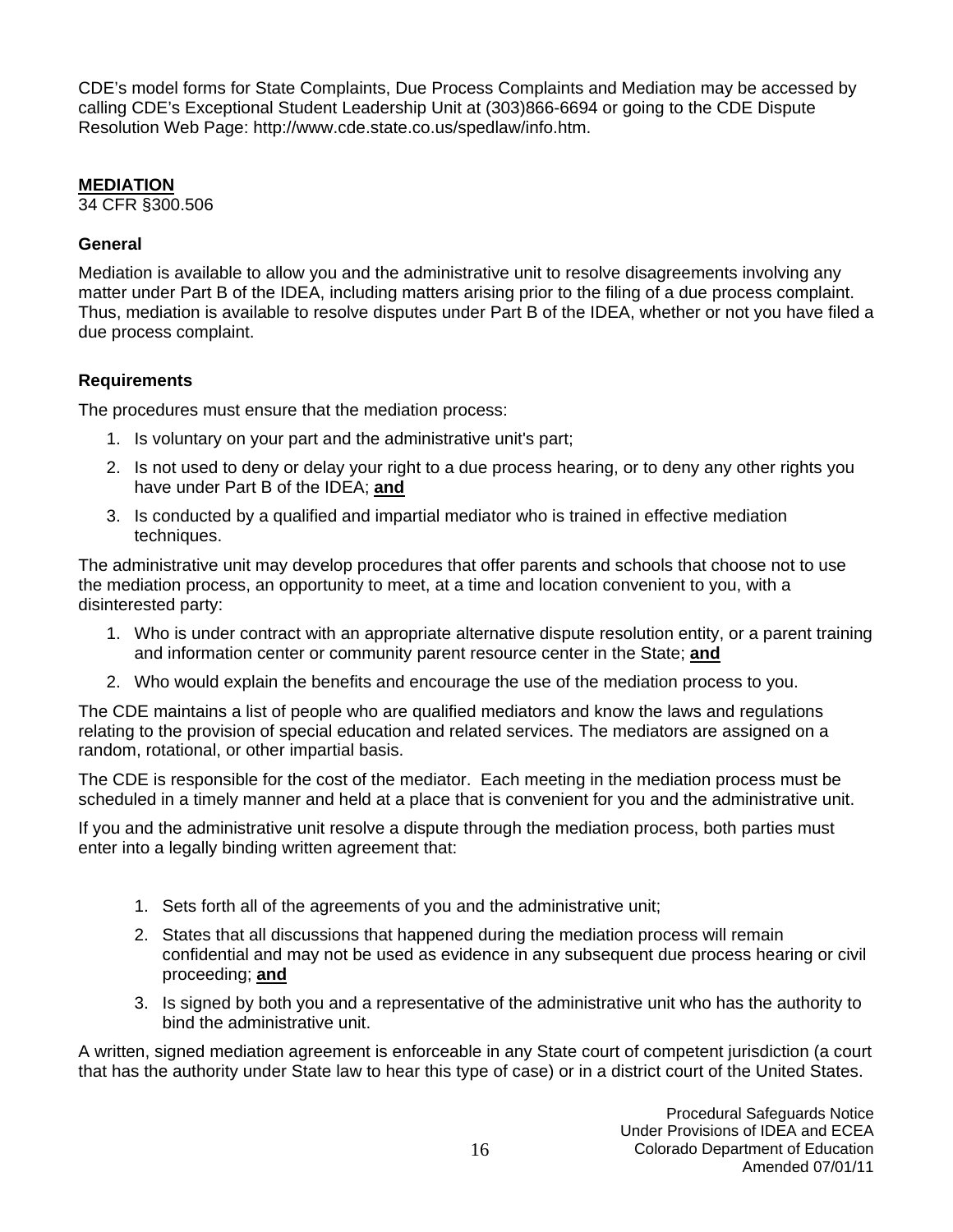CDE's model forms for State Complaints, Due Process Complaints and Mediation may be accessed by calling CDE's Exceptional Student Leadership Unit at (303)866-6694 or going to the CDE Dispute Resolution Web Page: http://www.cde.state.co.us/spedlaw/info.htm.

## MEDIATION

34 CFR §300.506

### General

Mediation is available to allow you and the administrative unit to resolve disagreements involving any matter under Part B of the IDEA, including matters arising prior to the filing of a due process complaint. Thus, mediation is available to resolve disputes under Part B of the IDEA, whether or not you have filed a due process complaint.

### Requirements

The procedures must ensure that the mediation process:

1. Is voluntary on your part and the administrative unit's part;
2. Is not used to deny or delay your right to a due process hearing, or to deny any other rights you have under Part B of the IDEA; **and**
3. Is conducted by a qualified and impartial mediator who is trained in effective mediation techniques.

The administrative unit may develop procedures that offer parents and schools that choose not to use the mediation process, an opportunity to meet, at a time and location convenient to you, with a disinterested party:

1. Who is under contract with an appropriate alternative dispute resolution entity, or a parent training and information center or community parent resource center in the State; **and**
2. Who would explain the benefits and encourage the use of the mediation process to you.

The CDE maintains a list of people who are qualified mediators and know the laws and regulations relating to the provision of special education and related services. The mediators are assigned on a random, rotational, or other impartial basis.

The CDE is responsible for the cost of the mediator. Each meeting in the mediation process must be scheduled in a timely manner and held at a place that is convenient for you and the administrative unit.

If you and the administrative unit resolve a dispute through the mediation process, both parties must enter into a legally binding written agreement that:

1. Sets forth all of the agreements of you and the administrative unit;
2. States that all discussions that happened during the mediation process will remain confidential and may not be used as evidence in any subsequent due process hearing or civil proceeding; **and**
3. Is signed by both you and a representative of the administrative unit who has the authority to bind the administrative unit.

A written, signed mediation agreement is enforceable in any State court of competent jurisdiction (a court that has the authority under State law to hear this type of case) or in a district court of the United States.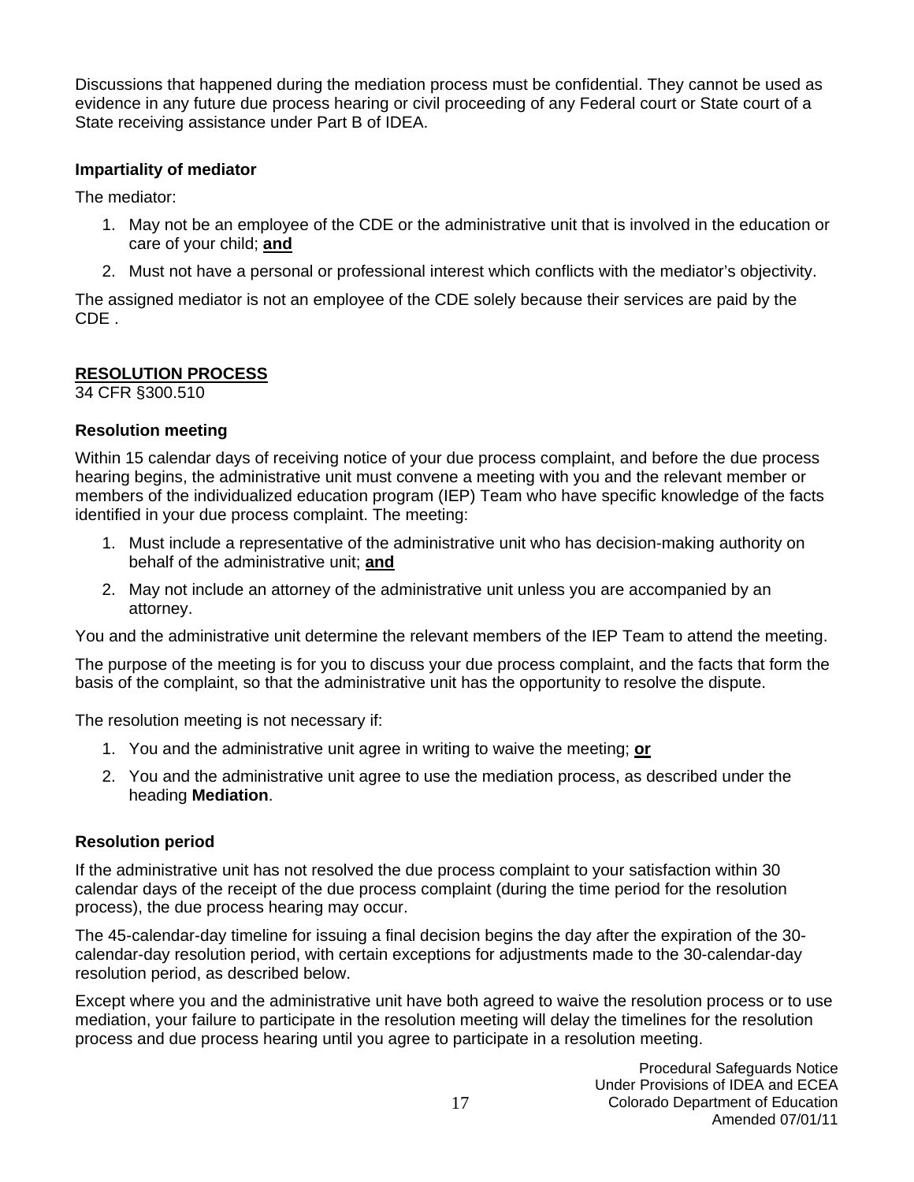Discussions that happened during the mediation process must be confidential. They cannot be used as evidence in any future due process hearing or civil proceeding of any Federal court or State court of a State receiving assistance under Part B of IDEA.

### Impartiality of mediator

The mediator:

1. May not be an employee of the CDE or the administrative unit that is involved in the education or care of your child; **and**
2. Must not have a personal or professional interest which conflicts with the mediator's objectivity.

The assigned mediator is not an employee of the CDE solely because their services are paid by the CDE .

## RESOLUTION PROCESS

34 CFR §300.510

### Resolution meeting

Within 15 calendar days of receiving notice of your due process complaint, and before the due process hearing begins, the administrative unit must convene a meeting with you and the relevant member or members of the individualized education program (IEP) Team who have specific knowledge of the facts identified in your due process complaint. The meeting:

1. Must include a representative of the administrative unit who has decision-making authority on behalf of the administrative unit; **and**
2. May not include an attorney of the administrative unit unless you are accompanied by an attorney.

You and the administrative unit determine the relevant members of the IEP Team to attend the meeting.

The purpose of the meeting is for you to discuss your due process complaint, and the facts that form the basis of the complaint, so that the administrative unit has the opportunity to resolve the dispute.

The resolution meeting is not necessary if:

1. You and the administrative unit agree in writing to waive the meeting; **or**
2. You and the administrative unit agree to use the mediation process, as described under the heading **Mediation**.

### Resolution period

If the administrative unit has not resolved the due process complaint to your satisfaction within 30 calendar days of the receipt of the due process complaint (during the time period for the resolution process), the due process hearing may occur.

The 45-calendar-day timeline for issuing a final decision begins the day after the expiration of the 30-calendar-day resolution period, with certain exceptions for adjustments made to the 30-calendar-day resolution period, as described below.

Except where you and the administrative unit have both agreed to waive the resolution process or to use mediation, your failure to participate in the resolution meeting will delay the timelines for the resolution process and due process hearing until you agree to participate in a resolution meeting.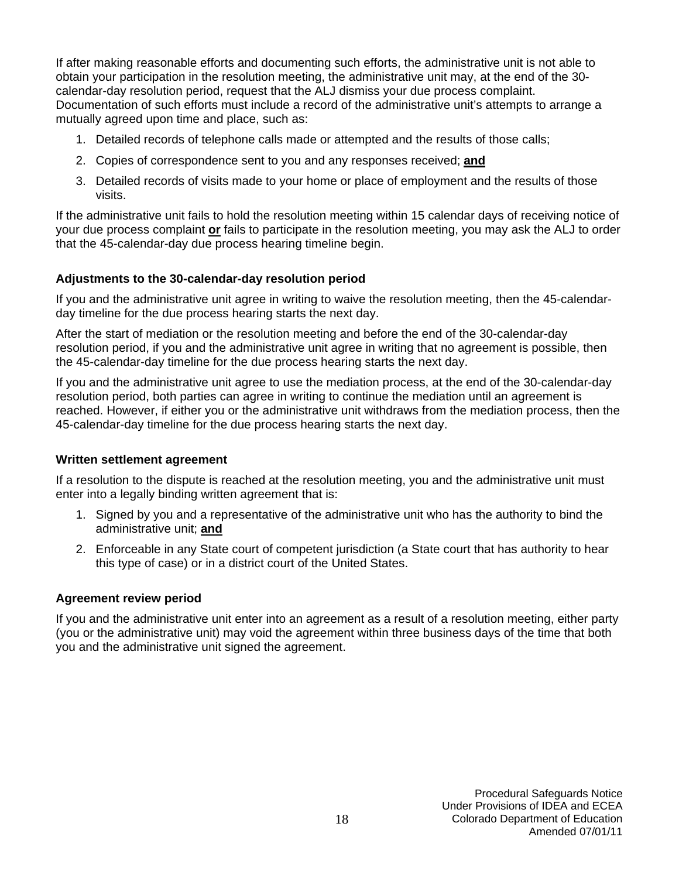If after making reasonable efforts and documenting such efforts, the administrative unit is not able to obtain your participation in the resolution meeting, the administrative unit may, at the end of the 30-calendar-day resolution period, request that the ALJ dismiss your due process complaint. Documentation of such efforts must include a record of the administrative unit's attempts to arrange a mutually agreed upon time and place, such as:

1. Detailed records of telephone calls made or attempted and the results of those calls;
2. Copies of correspondence sent to you and any responses received; **and**
3. Detailed records of visits made to your home or place of employment and the results of those visits.

If the administrative unit fails to hold the resolution meeting within 15 calendar days of receiving notice of your due process complaint **or** fails to participate in the resolution meeting, you may ask the ALJ to order that the 45-calendar-day due process hearing timeline begin.

### Adjustments to the 30-calendar-day resolution period

If you and the administrative unit agree in writing to waive the resolution meeting, then the 45-calendar-day timeline for the due process hearing starts the next day.

After the start of mediation or the resolution meeting and before the end of the 30-calendar-day resolution period, if you and the administrative unit agree in writing that no agreement is possible, then the 45-calendar-day timeline for the due process hearing starts the next day.

If you and the administrative unit agree to use the mediation process, at the end of the 30-calendar-day resolution period, both parties can agree in writing to continue the mediation until an agreement is reached. However, if either you or the administrative unit withdraws from the mediation process, then the 45-calendar-day timeline for the due process hearing starts the next day.

### Written settlement agreement

If a resolution to the dispute is reached at the resolution meeting, you and the administrative unit must enter into a legally binding written agreement that is:

1. Signed by you and a representative of the administrative unit who has the authority to bind the administrative unit; **and**
2. Enforceable in any State court of competent jurisdiction (a State court that has authority to hear this type of case) or in a district court of the United States.

### Agreement review period

If you and the administrative unit enter into an agreement as a result of a resolution meeting, either party (you or the administrative unit) may void the agreement within three business days of the time that both you and the administrative unit signed the agreement.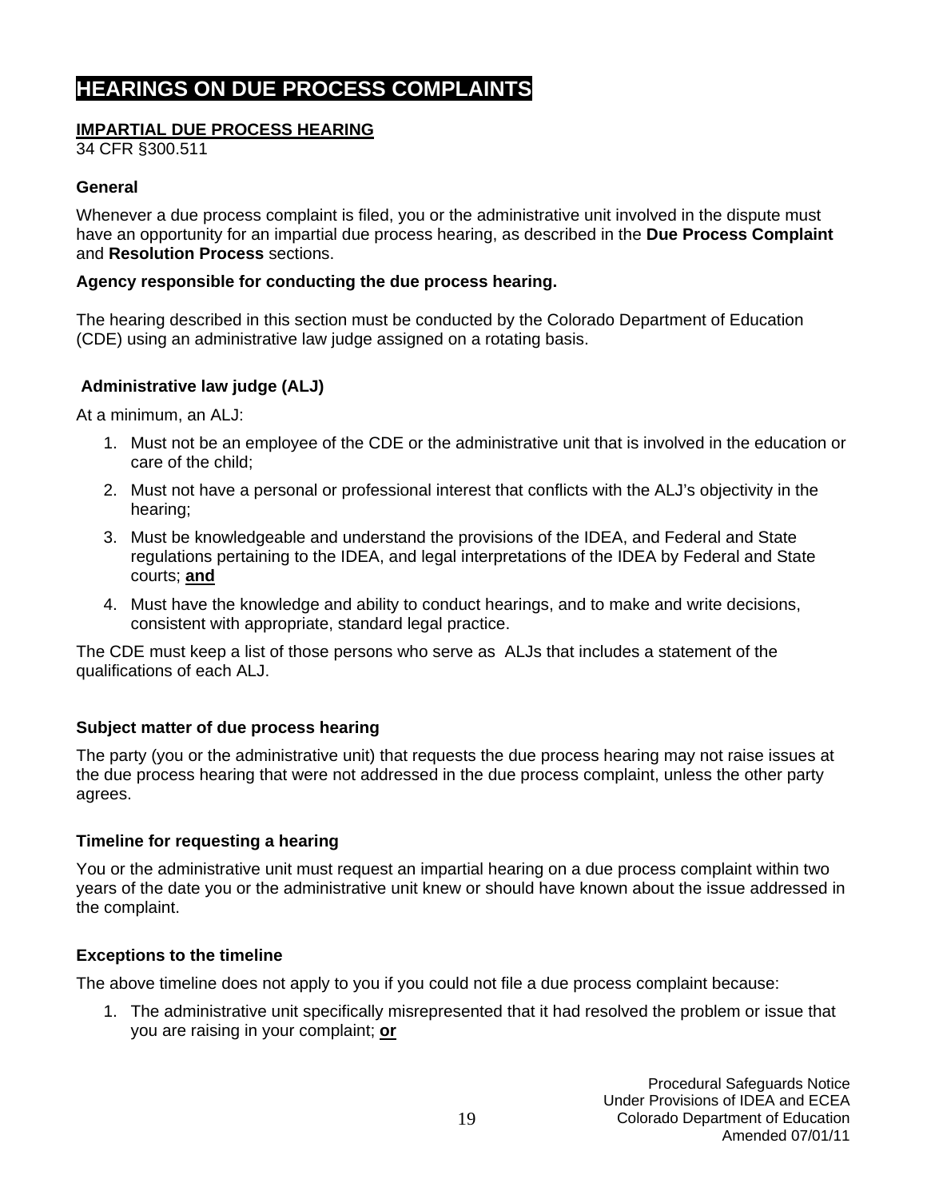# HEARINGS ON DUE PROCESS COMPLAINTS

## IMPARTIAL DUE PROCESS HEARING

34 CFR §300.511

### General

Whenever a due process complaint is filed, you or the administrative unit involved in the dispute must have an opportunity for an impartial due process hearing, as described in the **Due Process Complaint** and **Resolution Process** sections.

### Agency responsible for conducting the due process hearing.

The hearing described in this section must be conducted by the Colorado Department of Education (CDE) using an administrative law judge assigned on a rotating basis.

### Administrative law judge (ALJ)

At a minimum, an ALJ:

1. Must not be an employee of the CDE or the administrative unit that is involved in the education or care of the child;
2. Must not have a personal or professional interest that conflicts with the ALJ's objectivity in the hearing;
3. Must be knowledgeable and understand the provisions of the IDEA, and Federal and State regulations pertaining to the IDEA, and legal interpretations of the IDEA by Federal and State courts; **and**
4. Must have the knowledge and ability to conduct hearings, and to make and write decisions, consistent with appropriate, standard legal practice.

The CDE must keep a list of those persons who serve as ALJs that includes a statement of the qualifications of each ALJ.

### Subject matter of due process hearing

The party (you or the administrative unit) that requests the due process hearing may not raise issues at the due process hearing that were not addressed in the due process complaint, unless the other party agrees.

### Timeline for requesting a hearing

You or the administrative unit must request an impartial hearing on a due process complaint within two years of the date you or the administrative unit knew or should have known about the issue addressed in the complaint.

### Exceptions to the timeline

The above timeline does not apply to you if you could not file a due process complaint because:

1. The administrative unit specifically misrepresented that it had resolved the problem or issue that you are raising in your complaint; **or**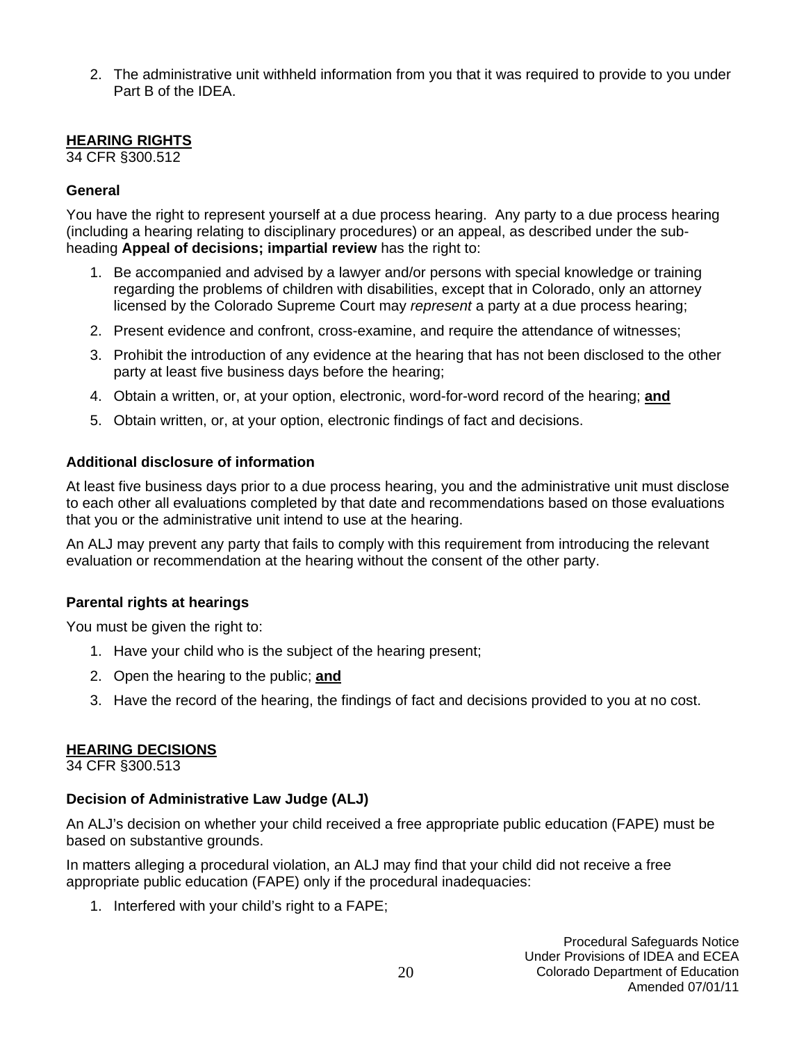2. The administrative unit withheld information from you that it was required to provide to you under Part B of the IDEA.

## HEARING RIGHTS

34 CFR §300.512

### General

You have the right to represent yourself at a due process hearing. Any party to a due process hearing (including a hearing relating to disciplinary procedures) or an appeal, as described under the sub-heading **Appeal of decisions; impartial review** has the right to:

1. Be accompanied and advised by a lawyer and/or persons with special knowledge or training regarding the problems of children with disabilities, except that in Colorado, only an attorney licensed by the Colorado Supreme Court may *represent* a party at a due process hearing;
2. Present evidence and confront, cross-examine, and require the attendance of witnesses;
3. Prohibit the introduction of any evidence at the hearing that has not been disclosed to the other party at least five business days before the hearing;
4. Obtain a written, or, at your option, electronic, word-for-word record of the hearing; **and**
5. Obtain written, or, at your option, electronic findings of fact and decisions.

### Additional disclosure of information

At least five business days prior to a due process hearing, you and the administrative unit must disclose to each other all evaluations completed by that date and recommendations based on those evaluations that you or the administrative unit intend to use at the hearing.

An ALJ may prevent any party that fails to comply with this requirement from introducing the relevant evaluation or recommendation at the hearing without the consent of the other party.

### Parental rights at hearings

You must be given the right to:

1. Have your child who is the subject of the hearing present;
2. Open the hearing to the public; **and**
3. Have the record of the hearing, the findings of fact and decisions provided to you at no cost.

## HEARING DECISIONS

34 CFR §300.513

### Decision of Administrative Law Judge (ALJ)

An ALJ's decision on whether your child received a free appropriate public education (FAPE) must be based on substantive grounds.

In matters alleging a procedural violation, an ALJ may find that your child did not receive a free appropriate public education (FAPE) only if the procedural inadequacies:

1. Interfered with your child's right to a FAPE;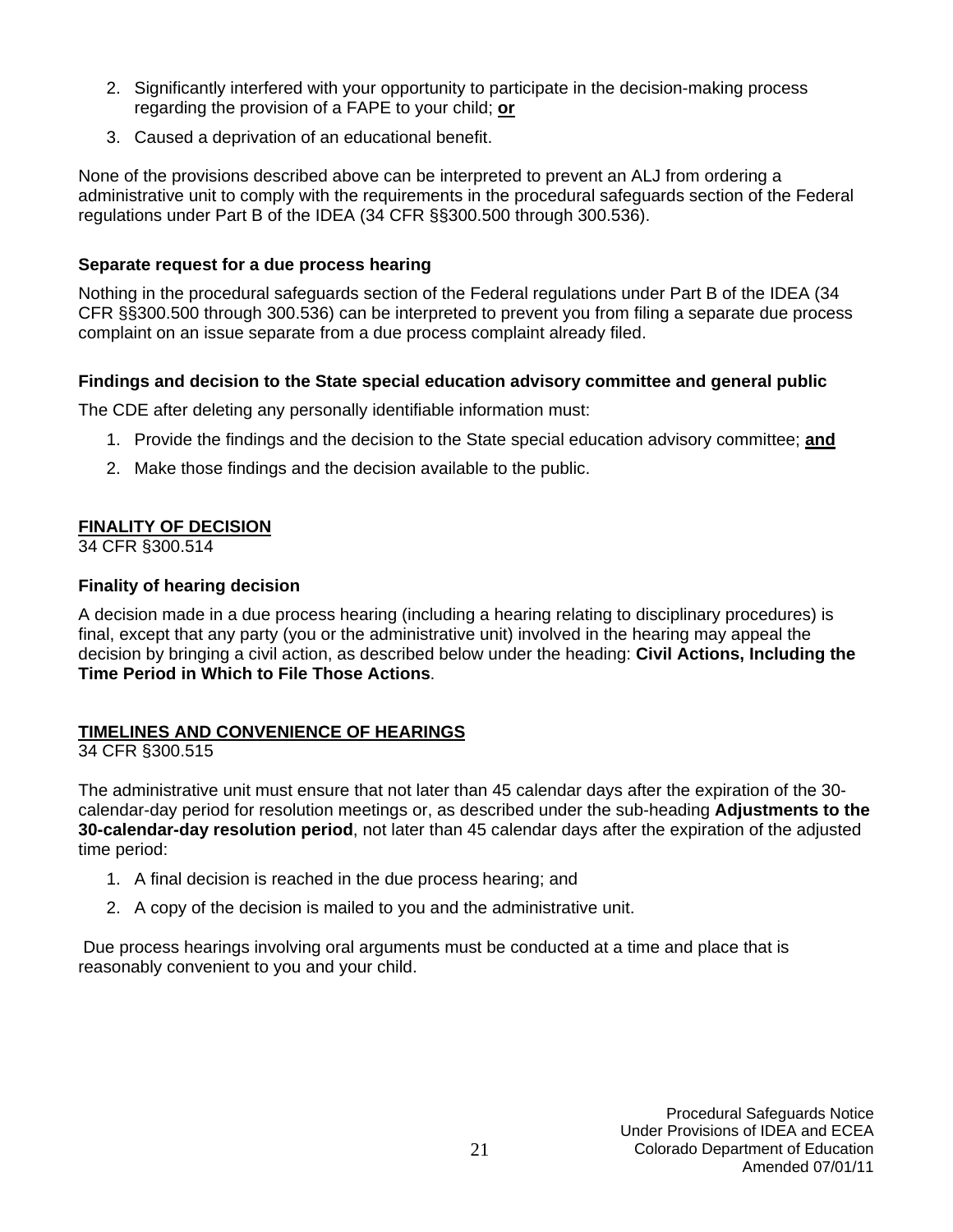2. Significantly interfered with your opportunity to participate in the decision-making process regarding the provision of a FAPE to your child; **or**
3. Caused a deprivation of an educational benefit.

None of the provisions described above can be interpreted to prevent an ALJ from ordering a administrative unit to comply with the requirements in the procedural safeguards section of the Federal regulations under Part B of the IDEA (34 CFR §§300.500 through 300.536).

### Separate request for a due process hearing

Nothing in the procedural safeguards section of the Federal regulations under Part B of the IDEA (34 CFR §§300.500 through 300.536) can be interpreted to prevent you from filing a separate due process complaint on an issue separate from a due process complaint already filed.

### Findings and decision to the State special education advisory committee and general public

The CDE after deleting any personally identifiable information must:

1. Provide the findings and the decision to the State special education advisory committee; **and**
2. Make those findings and the decision available to the public.

## FINALITY OF DECISION

34 CFR §300.514

### Finality of hearing decision

A decision made in a due process hearing (including a hearing relating to disciplinary procedures) is final, except that any party (you or the administrative unit) involved in the hearing may appeal the decision by bringing a civil action, as described below under the heading: **Civil Actions, Including the Time Period in Which to File Those Actions**.

## TIMELINES AND CONVENIENCE OF HEARINGS

34 CFR §300.515

The administrative unit must ensure that not later than 45 calendar days after the expiration of the 30-calendar-day period for resolution meetings or, as described under the sub-heading **Adjustments to the 30-calendar-day resolution period**, not later than 45 calendar days after the expiration of the adjusted time period:

1. A final decision is reached in the due process hearing; and
2. A copy of the decision is mailed to you and the administrative unit.

Due process hearings involving oral arguments must be conducted at a time and place that is reasonably convenient to you and your child.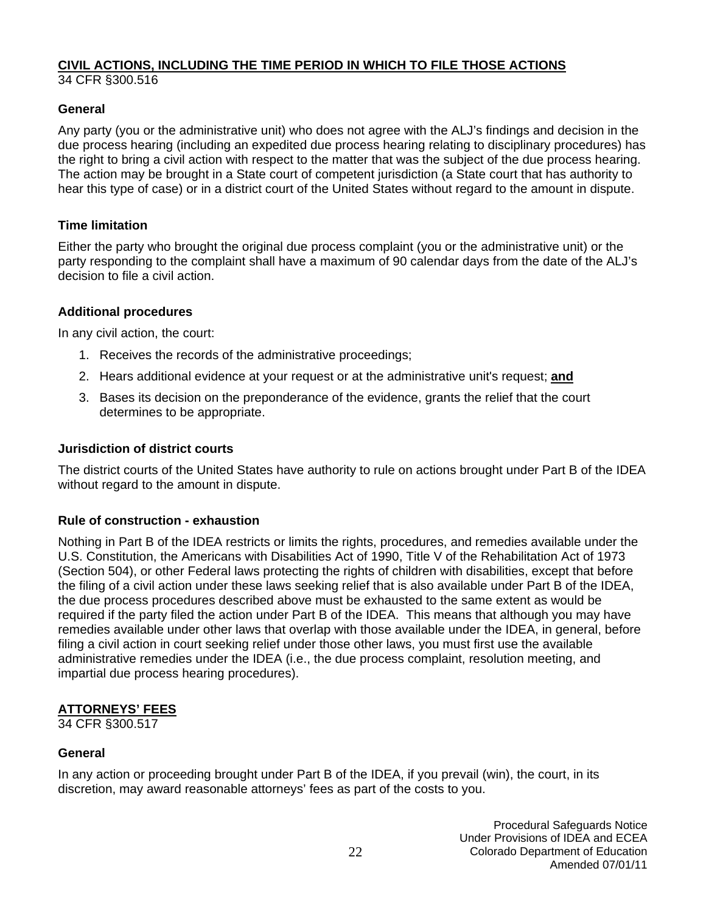## CIVIL ACTIONS, INCLUDING THE TIME PERIOD IN WHICH TO FILE THOSE ACTIONS

34 CFR §300.516

### General

Any party (you or the administrative unit) who does not agree with the ALJ's findings and decision in the due process hearing (including an expedited due process hearing relating to disciplinary procedures) has the right to bring a civil action with respect to the matter that was the subject of the due process hearing. The action may be brought in a State court of competent jurisdiction (a State court that has authority to hear this type of case) or in a district court of the United States without regard to the amount in dispute.

### Time limitation

Either the party who brought the original due process complaint (you or the administrative unit) or the party responding to the complaint shall have a maximum of 90 calendar days from the date of the ALJ's decision to file a civil action.

### Additional procedures

In any civil action, the court:

1. Receives the records of the administrative proceedings;
2. Hears additional evidence at your request or at the administrative unit's request; **and**
3. Bases its decision on the preponderance of the evidence, grants the relief that the court determines to be appropriate.

### Jurisdiction of district courts

The district courts of the United States have authority to rule on actions brought under Part B of the IDEA without regard to the amount in dispute.

### Rule of construction - exhaustion

Nothing in Part B of the IDEA restricts or limits the rights, procedures, and remedies available under the U.S. Constitution, the Americans with Disabilities Act of 1990, Title V of the Rehabilitation Act of 1973 (Section 504), or other Federal laws protecting the rights of children with disabilities, except that before the filing of a civil action under these laws seeking relief that is also available under Part B of the IDEA, the due process procedures described above must be exhausted to the same extent as would be required if the party filed the action under Part B of the IDEA. This means that although you may have remedies available under other laws that overlap with those available under the IDEA, in general, before filing a civil action in court seeking relief under those other laws, you must first use the available administrative remedies under the IDEA (i.e., the due process complaint, resolution meeting, and impartial due process hearing procedures).

## ATTORNEYS' FEES

34 CFR §300.517

### General

In any action or proceeding brought under Part B of the IDEA, if you prevail (win), the court, in its discretion, may award reasonable attorneys' fees as part of the costs to you.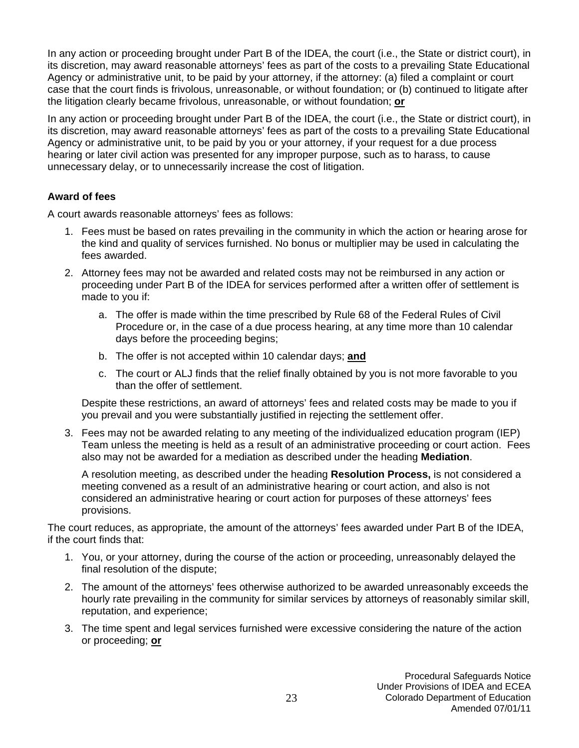In any action or proceeding brought under Part B of the IDEA, the court (i.e., the State or district court), in its discretion, may award reasonable attorneys' fees as part of the costs to a prevailing State Educational Agency or administrative unit, to be paid by your attorney, if the attorney: (a) filed a complaint or court case that the court finds is frivolous, unreasonable, or without foundation; or (b) continued to litigate after the litigation clearly became frivolous, unreasonable, or without foundation; **or**

In any action or proceeding brought under Part B of the IDEA, the court (i.e., the State or district court), in its discretion, may award reasonable attorneys' fees as part of the costs to a prevailing State Educational Agency or administrative unit, to be paid by you or your attorney, if your request for a due process hearing or later civil action was presented for any improper purpose, such as to harass, to cause unnecessary delay, or to unnecessarily increase the cost of litigation.

**Award of fees**

A court awards reasonable attorneys' fees as follows:

1. Fees must be based on rates prevailing in the community in which the action or hearing arose for the kind and quality of services furnished. No bonus or multiplier may be used in calculating the fees awarded.
2. Attorney fees may not be awarded and related costs may not be reimbursed in any action or proceeding under Part B of the IDEA for services performed after a written offer of settlement is made to you if:
   a. The offer is made within the time prescribed by Rule 68 of the Federal Rules of Civil Procedure or, in the case of a due process hearing, at any time more than 10 calendar days before the proceeding begins;
   b. The offer is not accepted within 10 calendar days; **and**
   c. The court or ALJ finds that the relief finally obtained by you is not more favorable to you than the offer of settlement.

   Despite these restrictions, an award of attorneys' fees and related costs may be made to you if you prevail and you were substantially justified in rejecting the settlement offer.
3. Fees may not be awarded relating to any meeting of the individualized education program (IEP) Team unless the meeting is held as a result of an administrative proceeding or court action. Fees also may not be awarded for a mediation as described under the heading **Mediation**.

   A resolution meeting, as described under the heading **Resolution Process,** is not considered a meeting convened as a result of an administrative hearing or court action, and also is not considered an administrative hearing or court action for purposes of these attorneys' fees provisions.

The court reduces, as appropriate, the amount of the attorneys' fees awarded under Part B of the IDEA, if the court finds that:

1. You, or your attorney, during the course of the action or proceeding, unreasonably delayed the final resolution of the dispute;
2. The amount of the attorneys' fees otherwise authorized to be awarded unreasonably exceeds the hourly rate prevailing in the community for similar services by attorneys of reasonably similar skill, reputation, and experience;
3. The time spent and legal services furnished were excessive considering the nature of the action or proceeding; **or**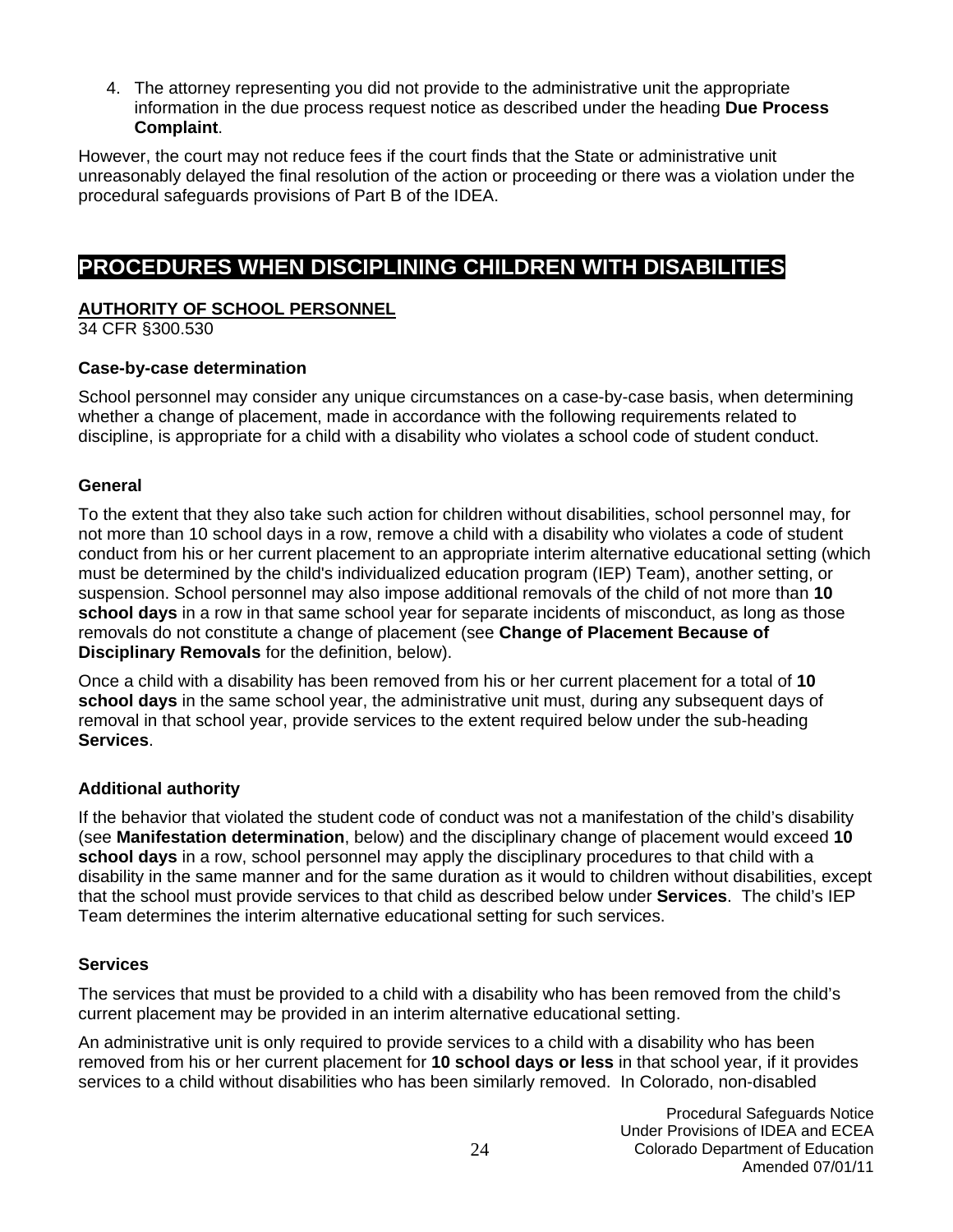4. The attorney representing you did not provide to the administrative unit the appropriate information in the due process request notice as described under the heading **Due Process Complaint**.

However, the court may not reduce fees if the court finds that the State or administrative unit unreasonably delayed the final resolution of the action or proceeding or there was a violation under the procedural safeguards provisions of Part B of the IDEA.

# PROCEDURES WHEN DISCIPLINING CHILDREN WITH DISABILITIES

## AUTHORITY OF SCHOOL PERSONNEL

34 CFR §300.530

### Case-by-case determination

School personnel may consider any unique circumstances on a case-by-case basis, when determining whether a change of placement, made in accordance with the following requirements related to discipline, is appropriate for a child with a disability who violates a school code of student conduct.

### General

To the extent that they also take such action for children without disabilities, school personnel may, for not more than 10 school days in a row, remove a child with a disability who violates a code of student conduct from his or her current placement to an appropriate interim alternative educational setting (which must be determined by the child's individualized education program (IEP) Team), another setting, or suspension. School personnel may also impose additional removals of the child of not more than **10 school days** in a row in that same school year for separate incidents of misconduct, as long as those removals do not constitute a change of placement (see **Change of Placement Because of Disciplinary Removals** for the definition, below).

Once a child with a disability has been removed from his or her current placement for a total of **10 school days** in the same school year, the administrative unit must, during any subsequent days of removal in that school year, provide services to the extent required below under the sub-heading **Services**.

### Additional authority

If the behavior that violated the student code of conduct was not a manifestation of the child's disability (see **Manifestation determination**, below) and the disciplinary change of placement would exceed **10 school days** in a row, school personnel may apply the disciplinary procedures to that child with a disability in the same manner and for the same duration as it would to children without disabilities, except that the school must provide services to that child as described below under **Services**. The child's IEP Team determines the interim alternative educational setting for such services.

### Services

The services that must be provided to a child with a disability who has been removed from the child's current placement may be provided in an interim alternative educational setting.

An administrative unit is only required to provide services to a child with a disability who has been removed from his or her current placement for **10 school days or less** in that school year, if it provides services to a child without disabilities who has been similarly removed. In Colorado, non-disabled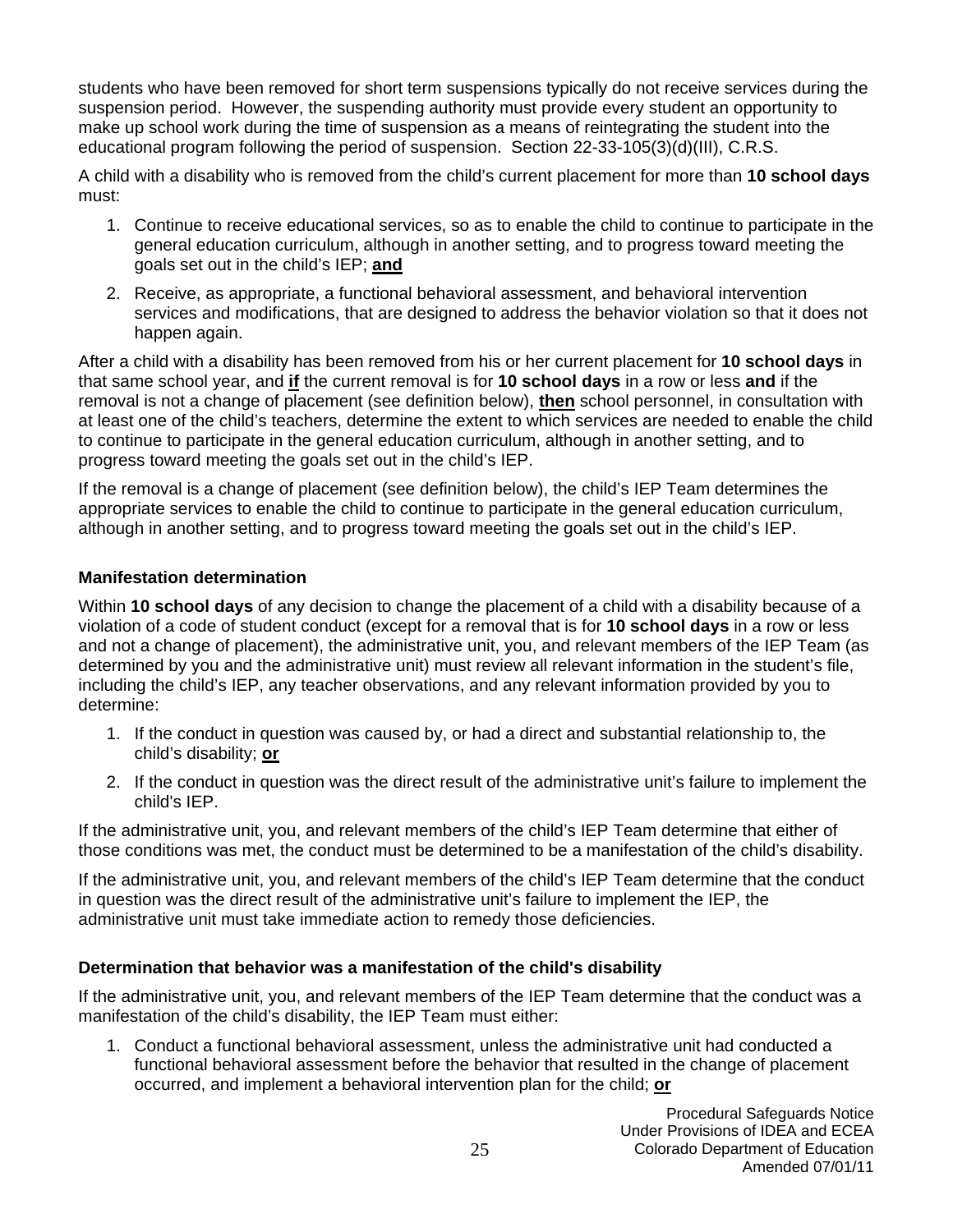students who have been removed for short term suspensions typically do not receive services during the suspension period. However, the suspending authority must provide every student an opportunity to make up school work during the time of suspension as a means of reintegrating the student into the educational program following the period of suspension. Section 22-33-105(3)(d)(III), C.R.S.

A child with a disability who is removed from the child's current placement for more than **10 school days** must:

1. Continue to receive educational services, so as to enable the child to continue to participate in the general education curriculum, although in another setting, and to progress toward meeting the goals set out in the child's IEP; **and**
2. Receive, as appropriate, a functional behavioral assessment, and behavioral intervention services and modifications, that are designed to address the behavior violation so that it does not happen again.

After a child with a disability has been removed from his or her current placement for **10 school days** in that same school year, and **if** the current removal is for **10 school days** in a row or less **and** if the removal is not a change of placement (see definition below), **then** school personnel, in consultation with at least one of the child's teachers, determine the extent to which services are needed to enable the child to continue to participate in the general education curriculum, although in another setting, and to progress toward meeting the goals set out in the child's IEP.

If the removal is a change of placement (see definition below), the child's IEP Team determines the appropriate services to enable the child to continue to participate in the general education curriculum, although in another setting, and to progress toward meeting the goals set out in the child's IEP.

### Manifestation determination

Within **10 school days** of any decision to change the placement of a child with a disability because of a violation of a code of student conduct (except for a removal that is for **10 school days** in a row or less and not a change of placement), the administrative unit, you, and relevant members of the IEP Team (as determined by you and the administrative unit) must review all relevant information in the student's file, including the child's IEP, any teacher observations, and any relevant information provided by you to determine:

1. If the conduct in question was caused by, or had a direct and substantial relationship to, the child's disability; **or**
2. If the conduct in question was the direct result of the administrative unit's failure to implement the child's IEP.

If the administrative unit, you, and relevant members of the child's IEP Team determine that either of those conditions was met, the conduct must be determined to be a manifestation of the child's disability.

If the administrative unit, you, and relevant members of the child's IEP Team determine that the conduct in question was the direct result of the administrative unit's failure to implement the IEP, the administrative unit must take immediate action to remedy those deficiencies.

### Determination that behavior was a manifestation of the child's disability

If the administrative unit, you, and relevant members of the IEP Team determine that the conduct was a manifestation of the child's disability, the IEP Team must either:

1. Conduct a functional behavioral assessment, unless the administrative unit had conducted a functional behavioral assessment before the behavior that resulted in the change of placement occurred, and implement a behavioral intervention plan for the child; **or**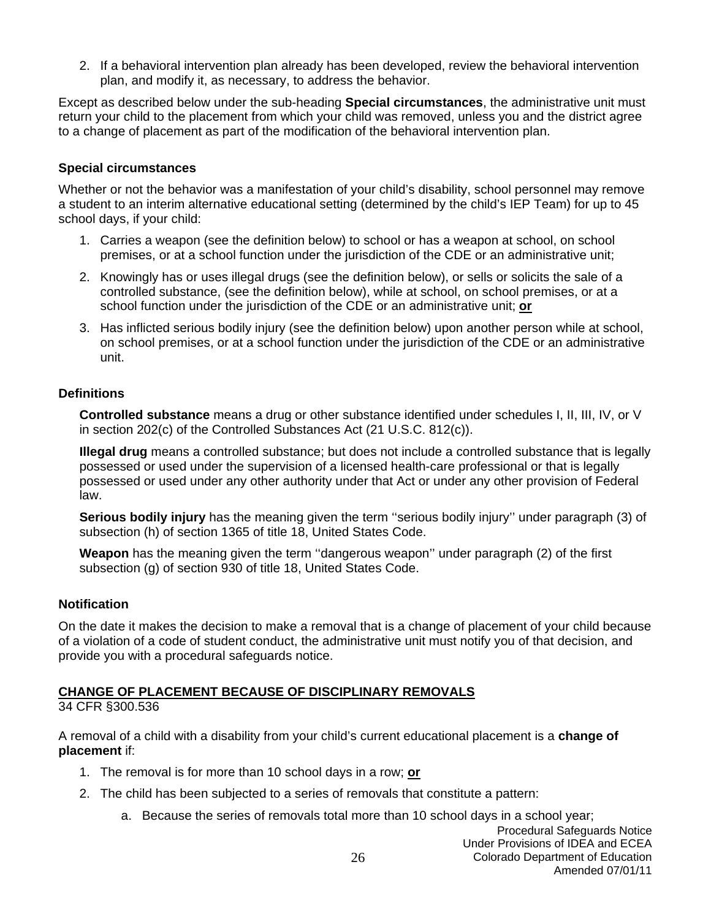2. If a behavioral intervention plan already has been developed, review the behavioral intervention plan, and modify it, as necessary, to address the behavior.

Except as described below under the sub-heading **Special circumstances**, the administrative unit must return your child to the placement from which your child was removed, unless you and the district agree to a change of placement as part of the modification of the behavioral intervention plan.

### Special circumstances

Whether or not the behavior was a manifestation of your child's disability, school personnel may remove a student to an interim alternative educational setting (determined by the child's IEP Team) for up to 45 school days, if your child:

1. Carries a weapon (see the definition below) to school or has a weapon at school, on school premises, or at a school function under the jurisdiction of the CDE or an administrative unit;
2. Knowingly has or uses illegal drugs (see the definition below), or sells or solicits the sale of a controlled substance, (see the definition below), while at school, on school premises, or at a school function under the jurisdiction of the CDE or an administrative unit; **or**
3. Has inflicted serious bodily injury (see the definition below) upon another person while at school, on school premises, or at a school function under the jurisdiction of the CDE or an administrative unit.

### Definitions

**Controlled substance** means a drug or other substance identified under schedules I, II, III, IV, or V in section 202(c) of the Controlled Substances Act (21 U.S.C. 812(c)).

**Illegal drug** means a controlled substance; but does not include a controlled substance that is legally possessed or used under the supervision of a licensed health-care professional or that is legally possessed or used under any other authority under that Act or under any other provision of Federal law.

**Serious bodily injury** has the meaning given the term ''serious bodily injury'' under paragraph (3) of subsection (h) of section 1365 of title 18, United States Code.

**Weapon** has the meaning given the term ''dangerous weapon'' under paragraph (2) of the first subsection (g) of section 930 of title 18, United States Code.

### Notification

On the date it makes the decision to make a removal that is a change of placement of your child because of a violation of a code of student conduct, the administrative unit must notify you of that decision, and provide you with a procedural safeguards notice.

## CHANGE OF PLACEMENT BECAUSE OF DISCIPLINARY REMOVALS

34 CFR §300.536

A removal of a child with a disability from your child's current educational placement is a **change of placement** if:

1. The removal is for more than 10 school days in a row; **or**
2. The child has been subjected to a series of removals that constitute a pattern:
   a. Because the series of removals total more than 10 school days in a school year;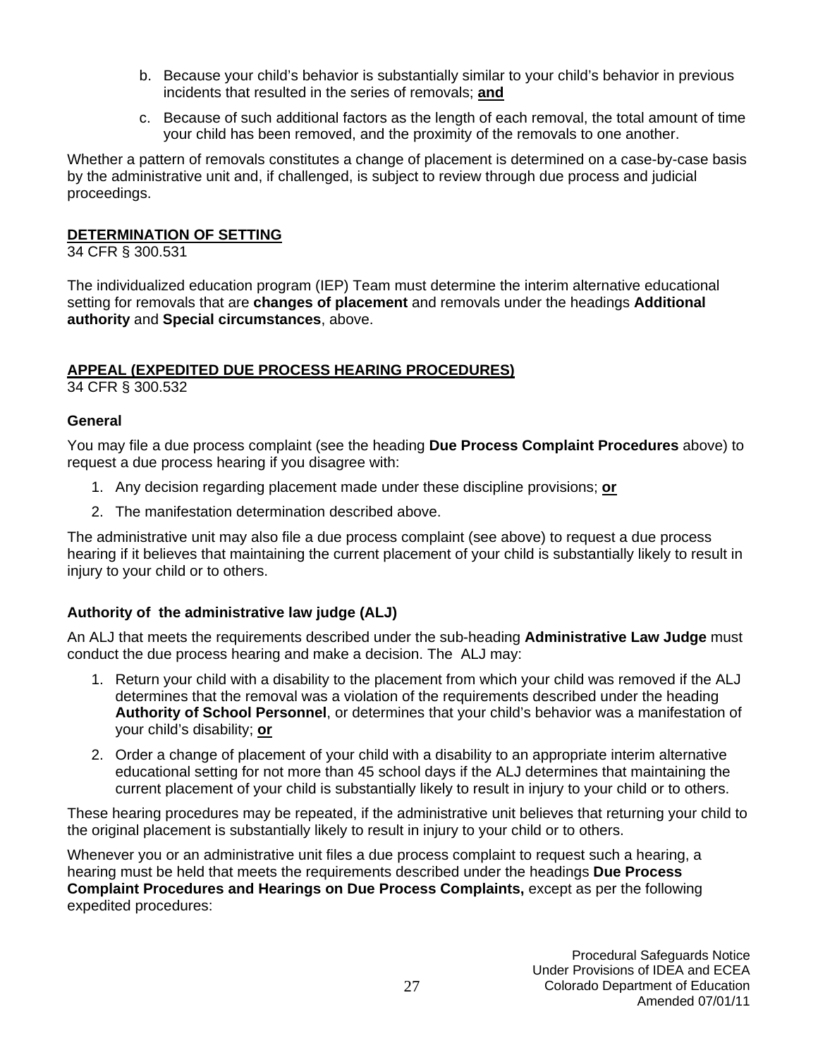b. Because your child's behavior is substantially similar to your child's behavior in previous incidents that resulted in the series of removals; **and**

c. Because of such additional factors as the length of each removal, the total amount of time your child has been removed, and the proximity of the removals to one another.

Whether a pattern of removals constitutes a change of placement is determined on a case-by-case basis by the administrative unit and, if challenged, is subject to review through due process and judicial proceedings.

## DETERMINATION OF SETTING

34 CFR § 300.531

The individualized education program (IEP) Team must determine the interim alternative educational setting for removals that are **changes of placement** and removals under the headings **Additional authority** and **Special circumstances**, above.

## APPEAL (EXPEDITED DUE PROCESS HEARING PROCEDURES)

34 CFR § 300.532

### General

You may file a due process complaint (see the heading **Due Process Complaint Procedures** above) to request a due process hearing if you disagree with:

1. Any decision regarding placement made under these discipline provisions; **or**
2. The manifestation determination described above.

The administrative unit may also file a due process complaint (see above) to request a due process hearing if it believes that maintaining the current placement of your child is substantially likely to result in injury to your child or to others.

### Authority of the administrative law judge (ALJ)

An ALJ that meets the requirements described under the sub-heading **Administrative Law Judge** must conduct the due process hearing and make a decision. The ALJ may:

1. Return your child with a disability to the placement from which your child was removed if the ALJ determines that the removal was a violation of the requirements described under the heading **Authority of School Personnel**, or determines that your child's behavior was a manifestation of your child's disability; **or**
2. Order a change of placement of your child with a disability to an appropriate interim alternative educational setting for not more than 45 school days if the ALJ determines that maintaining the current placement of your child is substantially likely to result in injury to your child or to others.

These hearing procedures may be repeated, if the administrative unit believes that returning your child to the original placement is substantially likely to result in injury to your child or to others.

Whenever you or an administrative unit files a due process complaint to request such a hearing, a hearing must be held that meets the requirements described under the headings **Due Process Complaint Procedures and Hearings on Due Process Complaints,** except as per the following expedited procedures: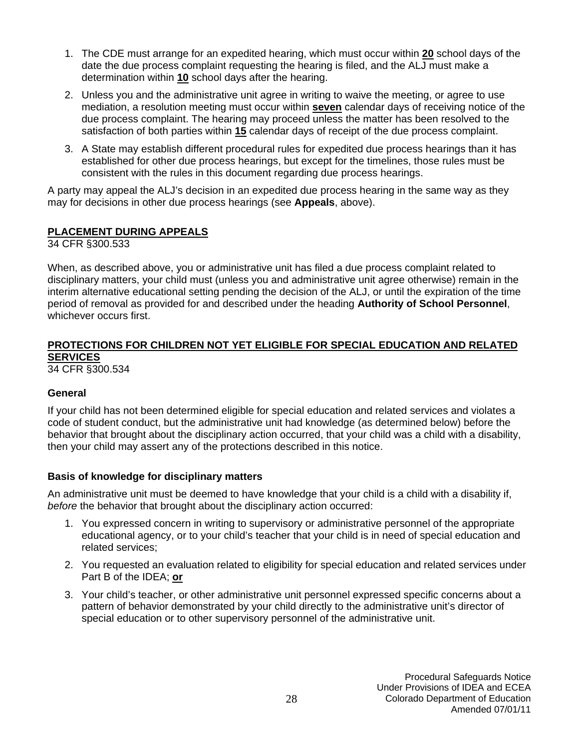1. The CDE must arrange for an expedited hearing, which must occur within **20** school days of the date the due process complaint requesting the hearing is filed, and the ALJ must make a determination within **10** school days after the hearing.
2. Unless you and the administrative unit agree in writing to waive the meeting, or agree to use mediation, a resolution meeting must occur within **seven** calendar days of receiving notice of the due process complaint. The hearing may proceed unless the matter has been resolved to the satisfaction of both parties within **15** calendar days of receipt of the due process complaint.
3. A State may establish different procedural rules for expedited due process hearings than it has established for other due process hearings, but except for the timelines, those rules must be consistent with the rules in this document regarding due process hearings.

A party may appeal the ALJ's decision in an expedited due process hearing in the same way as they may for decisions in other due process hearings (see **Appeals**, above).

## PLACEMENT DURING APPEALS

34 CFR §300.533

When, as described above, you or administrative unit has filed a due process complaint related to disciplinary matters, your child must (unless you and administrative unit agree otherwise) remain in the interim alternative educational setting pending the decision of the ALJ, or until the expiration of the time period of removal as provided for and described under the heading **Authority of School Personnel**, whichever occurs first.

## PROTECTIONS FOR CHILDREN NOT YET ELIGIBLE FOR SPECIAL EDUCATION AND RELATED SERVICES

34 CFR §300.534

### General

If your child has not been determined eligible for special education and related services and violates a code of student conduct, but the administrative unit had knowledge (as determined below) before the behavior that brought about the disciplinary action occurred, that your child was a child with a disability, then your child may assert any of the protections described in this notice.

### Basis of knowledge for disciplinary matters

An administrative unit must be deemed to have knowledge that your child is a child with a disability if, *before* the behavior that brought about the disciplinary action occurred:

1. You expressed concern in writing to supervisory or administrative personnel of the appropriate educational agency, or to your child's teacher that your child is in need of special education and related services;
2. You requested an evaluation related to eligibility for special education and related services under Part B of the IDEA; **or**
3. Your child's teacher, or other administrative unit personnel expressed specific concerns about a pattern of behavior demonstrated by your child directly to the administrative unit's director of special education or to other supervisory personnel of the administrative unit.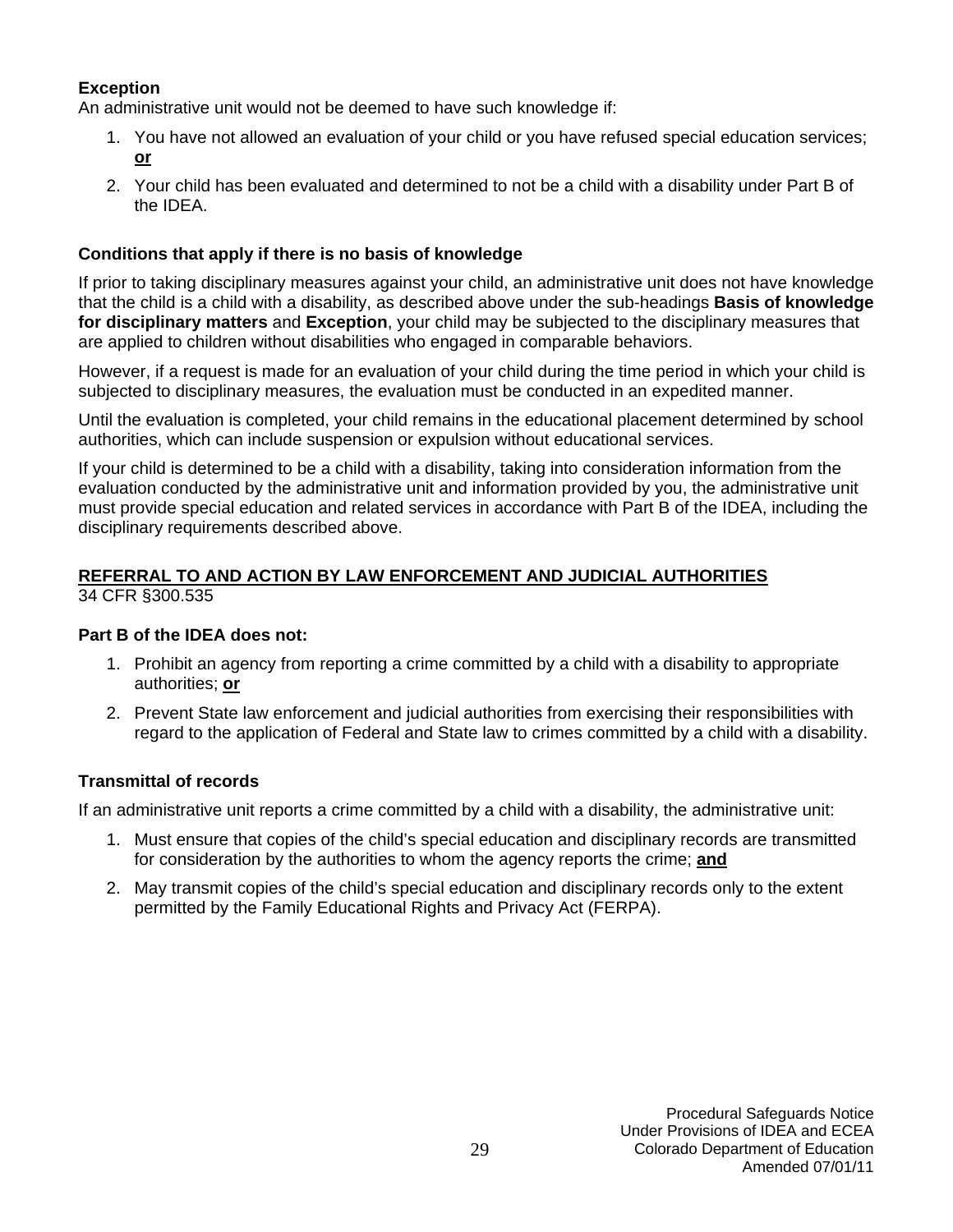**Exception**

An administrative unit would not be deemed to have such knowledge if:

1. You have not allowed an evaluation of your child or you have refused special education services; **or**
2. Your child has been evaluated and determined to not be a child with a disability under Part B of the IDEA.

**Conditions that apply if there is no basis of knowledge**

If prior to taking disciplinary measures against your child, an administrative unit does not have knowledge that the child is a child with a disability, as described above under the sub-headings **Basis of knowledge for disciplinary matters** and **Exception**, your child may be subjected to the disciplinary measures that are applied to children without disabilities who engaged in comparable behaviors.

However, if a request is made for an evaluation of your child during the time period in which your child is subjected to disciplinary measures, the evaluation must be conducted in an expedited manner.

Until the evaluation is completed, your child remains in the educational placement determined by school authorities, which can include suspension or expulsion without educational services.

If your child is determined to be a child with a disability, taking into consideration information from the evaluation conducted by the administrative unit and information provided by you, the administrative unit must provide special education and related services in accordance with Part B of the IDEA, including the disciplinary requirements described above.

## REFERRAL TO AND ACTION BY LAW ENFORCEMENT AND JUDICIAL AUTHORITIES

34 CFR §300.535

**Part B of the IDEA does not:**

1. Prohibit an agency from reporting a crime committed by a child with a disability to appropriate authorities; **or**
2. Prevent State law enforcement and judicial authorities from exercising their responsibilities with regard to the application of Federal and State law to crimes committed by a child with a disability.

**Transmittal of records**

If an administrative unit reports a crime committed by a child with a disability, the administrative unit:

1. Must ensure that copies of the child's special education and disciplinary records are transmitted for consideration by the authorities to whom the agency reports the crime; **and**
2. May transmit copies of the child's special education and disciplinary records only to the extent permitted by the Family Educational Rights and Privacy Act (FERPA).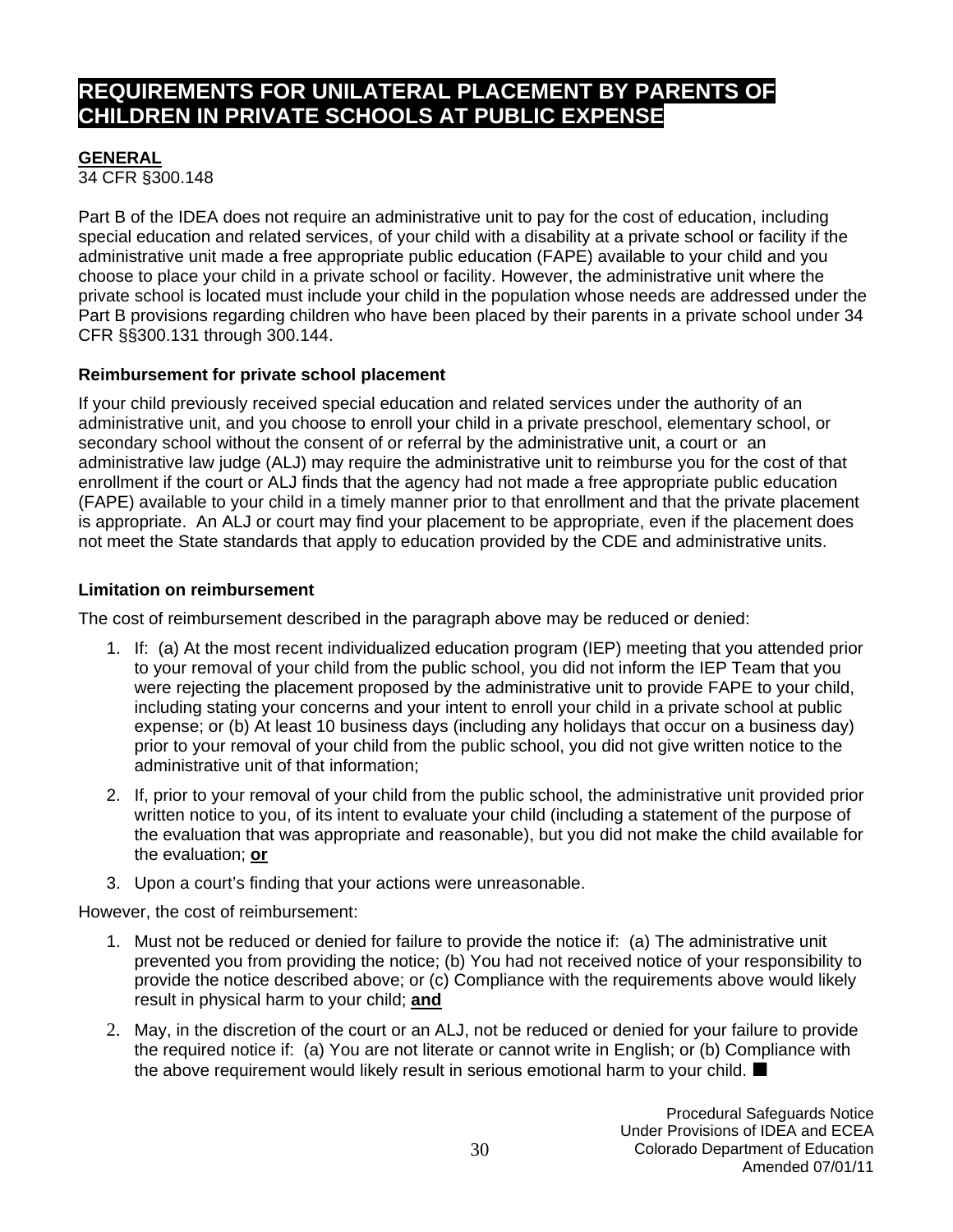## REQUIREMENTS FOR UNILATERAL PLACEMENT BY PARENTS OF CHILDREN IN PRIVATE SCHOOLS AT PUBLIC EXPENSE

### GENERAL

34 CFR §300.148

Part B of the IDEA does not require an administrative unit to pay for the cost of education, including special education and related services, of your child with a disability at a private school or facility if the administrative unit made a free appropriate public education (FAPE) available to your child and you choose to place your child in a private school or facility. However, the administrative unit where the private school is located must include your child in the population whose needs are addressed under the Part B provisions regarding children who have been placed by their parents in a private school under 34 CFR §§300.131 through 300.144.

**Reimbursement for private school placement**

If your child previously received special education and related services under the authority of an administrative unit, and you choose to enroll your child in a private preschool, elementary school, or secondary school without the consent of or referral by the administrative unit, a court or an administrative law judge (ALJ) may require the administrative unit to reimburse you for the cost of that enrollment if the court or ALJ finds that the agency had not made a free appropriate public education (FAPE) available to your child in a timely manner prior to that enrollment and that the private placement is appropriate. An ALJ or court may find your placement to be appropriate, even if the placement does not meet the State standards that apply to education provided by the CDE and administrative units.

**Limitation on reimbursement**

The cost of reimbursement described in the paragraph above may be reduced or denied:

1. If: (a) At the most recent individualized education program (IEP) meeting that you attended prior to your removal of your child from the public school, you did not inform the IEP Team that you were rejecting the placement proposed by the administrative unit to provide FAPE to your child, including stating your concerns and your intent to enroll your child in a private school at public expense; or (b) At least 10 business days (including any holidays that occur on a business day) prior to your removal of your child from the public school, you did not give written notice to the administrative unit of that information;
2. If, prior to your removal of your child from the public school, the administrative unit provided prior written notice to you, of its intent to evaluate your child (including a statement of the purpose of the evaluation that was appropriate and reasonable), but you did not make the child available for the evaluation; **or**
3. Upon a court's finding that your actions were unreasonable.

However, the cost of reimbursement:

1. Must not be reduced or denied for failure to provide the notice if: (a) The administrative unit prevented you from providing the notice; (b) You had not received notice of your responsibility to provide the notice described above; or (c) Compliance with the requirements above would likely result in physical harm to your child; **and**
2. May, in the discretion of the court or an ALJ, not be reduced or denied for your failure to provide the required notice if: (a) You are not literate or cannot write in English; or (b) Compliance with the above requirement would likely result in serious emotional harm to your child. ■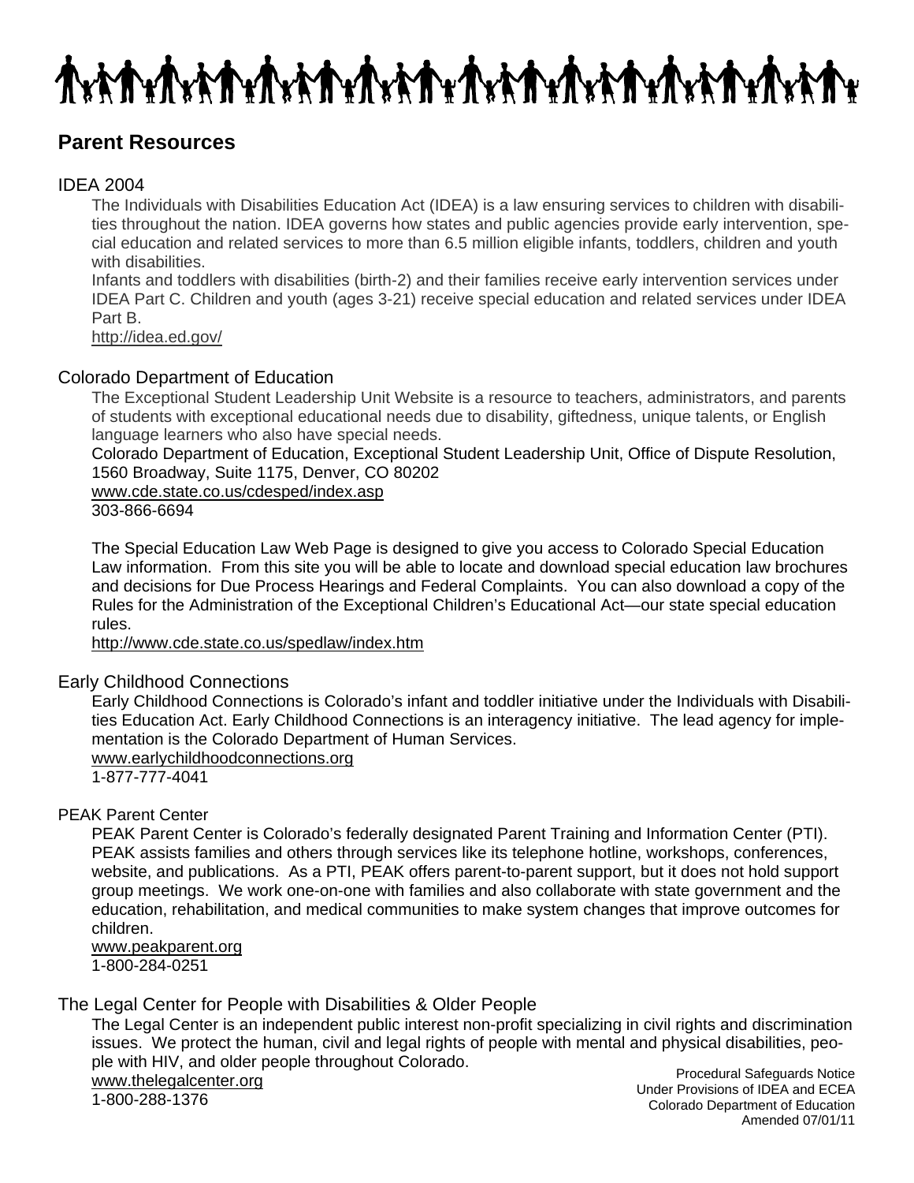## Parent Resources

### IDEA 2004

The Individuals with Disabilities Education Act (IDEA) is a law ensuring services to children with disabilities throughout the nation. IDEA governs how states and public agencies provide early intervention, special education and related services to more than 6.5 million eligible infants, toddlers, children and youth with disabilities.

Infants and toddlers with disabilities (birth-2) and their families receive early intervention services under IDEA Part C. Children and youth (ages 3-21) receive special education and related services under IDEA Part B.

http://idea.ed.gov/

### Colorado Department of Education

The Exceptional Student Leadership Unit Website is a resource to teachers, administrators, and parents of students with exceptional educational needs due to disability, giftedness, unique talents, or English language learners who also have special needs.

Colorado Department of Education, Exceptional Student Leadership Unit, Office of Dispute Resolution, 1560 Broadway, Suite 1175, Denver, CO 80202
www.cde.state.co.us/cdesped/index.asp
303-866-6694

The Special Education Law Web Page is designed to give you access to Colorado Special Education Law information. From this site you will be able to locate and download special education law brochures and decisions for Due Process Hearings and Federal Complaints. You can also download a copy of the Rules for the Administration of the Exceptional Children's Educational Act—our state special education rules.

http://www.cde.state.co.us/spedlaw/index.htm

### Early Childhood Connections

Early Childhood Connections is Colorado's infant and toddler initiative under the Individuals with Disabilities Education Act. Early Childhood Connections is an interagency initiative. The lead agency for implementation is the Colorado Department of Human Services.
www.earlychildhoodconnections.org
1-877-777-4041

### PEAK Parent Center

PEAK Parent Center is Colorado's federally designated Parent Training and Information Center (PTI). PEAK assists families and others through services like its telephone hotline, workshops, conferences, website, and publications. As a PTI, PEAK offers parent-to-parent support, but it does not hold support group meetings. We work one-on-one with families and also collaborate with state government and the education, rehabilitation, and medical communities to make system changes that improve outcomes for children.
www.peakparent.org
1-800-284-0251

### The Legal Center for People with Disabilities & Older People

The Legal Center is an independent public interest non-profit specializing in civil rights and discrimination issues. We protect the human, civil and legal rights of people with mental and physical disabilities, people with HIV, and older people throughout Colorado.
www.thelegalcenter.org
1-800-288-1376

Procedural Safeguards Notice
Under Provisions of IDEA and ECEA
Colorado Department of Education
Amended 07/01/11